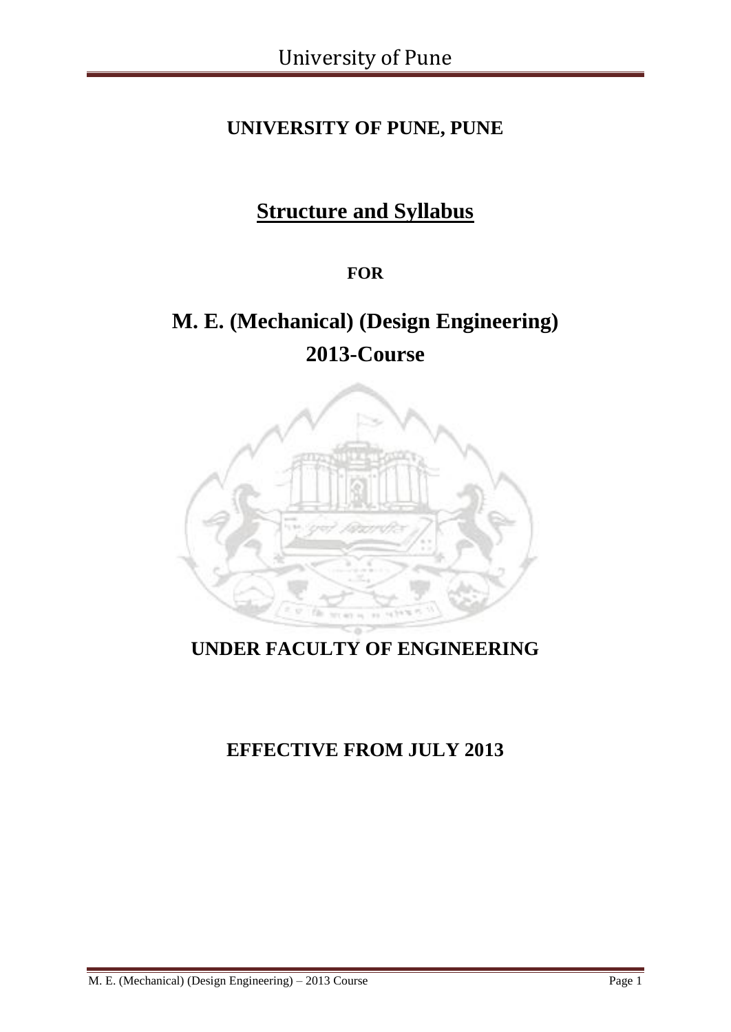# UNIVERSITY OF PUNE, PUNE

## Structure and Syllabus

**FOR**

# M. E. (Mechanical) (Design Engineering) 2013-Course

## UNDER FACULTY OF ENGINEERING

## EFFECTIVE FROM JULY 2013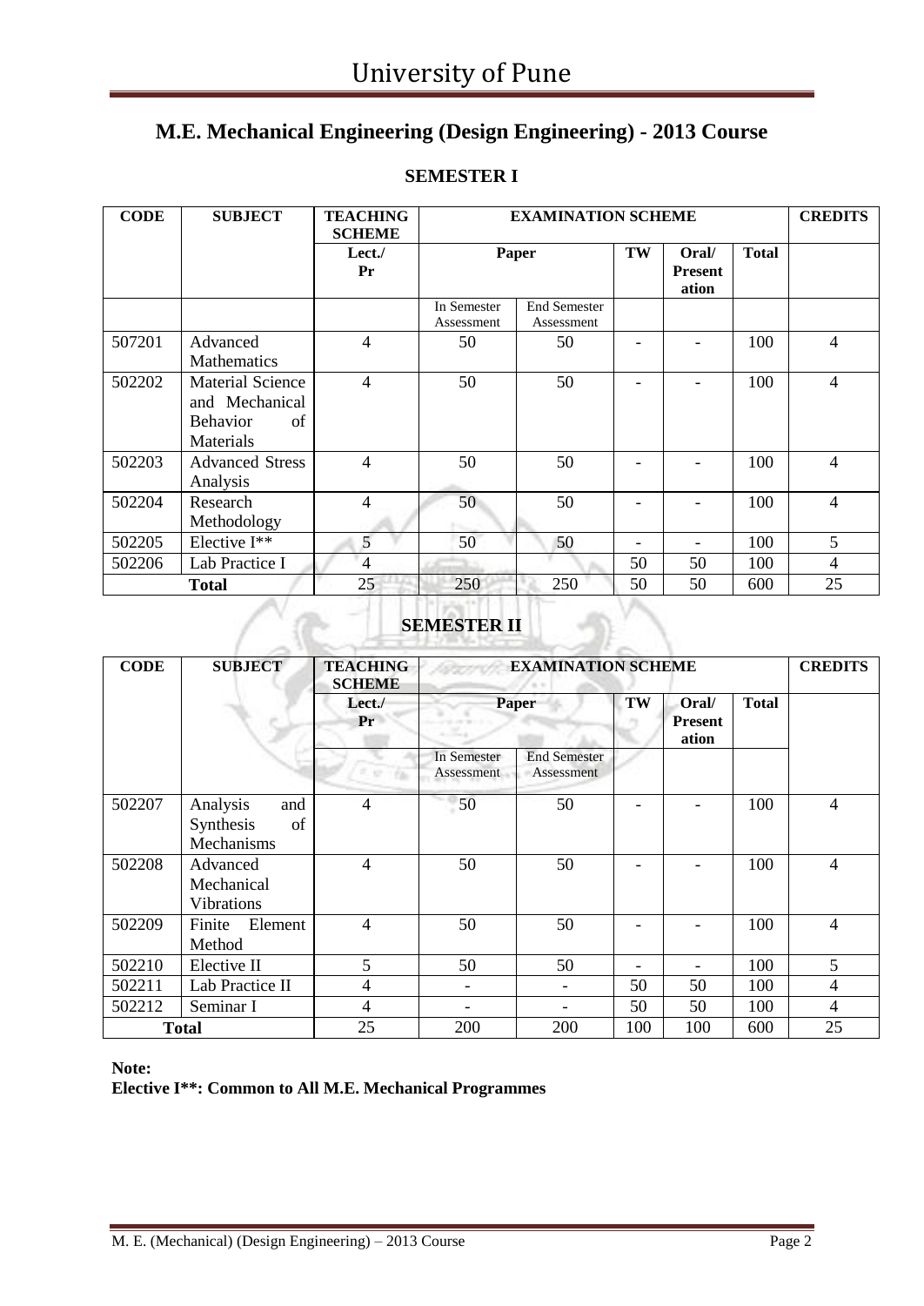# University of Pune

## M.E. Mechanical Engineering (Design Engineering) - 2013 Course

### SEMESTER I

| CODE | SUBJECT | TEACHING SCHEME | EXAMINATION SCHEME | | | | | CREDITS |
|---|---|---|---|---|---|---|---|---|
| | | Lect./ Pr | Paper | | TW | Oral/ Presentation | Total | |
| | | | In Semester Assessment | End Semester Assessment | | | | |
| 507201 | Advanced Mathematics | 4 | 50 | 50 | - | - | 100 | 4 |
| 502202 | Material Science and Mechanical Behavior of Materials | 4 | 50 | 50 | - | - | 100 | 4 |
| 502203 | Advanced Stress Analysis | 4 | 50 | 50 | - | - | 100 | 4 |
| 502204 | Research Methodology | 4 | 50 | 50 | - | - | 100 | 4 |
| 502205 | Elective I** | 5 | 50 | 50 | - | - | 100 | 5 |
| 502206 | Lab Practice I | 4 | | | 50 | 50 | 100 | 4 |
| **Total** | | 25 | 250 | 250 | 50 | 50 | 600 | 25 |

### SEMESTER II

| CODE | SUBJECT | TEACHING SCHEME | EXAMINATION SCHEME | | | | | CREDITS |
|---|---|---|---|---|---|---|---|---|
| | | Lect./ Pr | Paper | | TW | Oral/ Presentation | Total | |
| | | | In Semester Assessment | End Semester Assessment | | | | |
| 502207 | Analysis and Synthesis of Mechanisms | 4 | 50 | 50 | - | - | 100 | 4 |
| 502208 | Advanced Mechanical Vibrations | 4 | 50 | 50 | - | - | 100 | 4 |
| 502209 | Finite Element Method | 4 | 50 | 50 | - | - | 100 | 4 |
| 502210 | Elective II | 5 | 50 | 50 | - | - | 100 | 5 |
| 502211 | Lab Practice II | 4 | - | - | 50 | 50 | 100 | 4 |
| 502212 | Seminar I | 4 | - | - | 50 | 50 | 100 | 4 |
| **Total** | | 25 | 200 | 200 | 100 | 100 | 600 | 25 |

**Note:**

**Elective I**: Common to All M.E. Mechanical Programmes**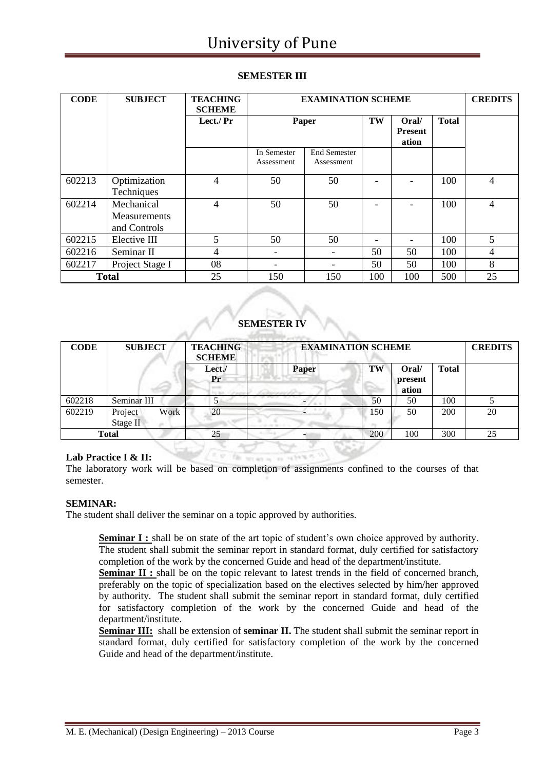## SEMESTER III

| CODE | SUBJECT | TEACHING SCHEME | EXAMINATION SCHEME | | | | | CREDITS |
|---|---|---|---|---|---|---|---|---|
| | | Lect./ Pr | Paper | | TW | Oral/ Presentation | Total | |
| | | | In Semester Assessment | End Semester Assessment | | | | |
| 602213 | Optimization Techniques | 4 | 50 | 50 | - | - | 100 | 4 |
| 602214 | Mechanical Measurements and Controls | 4 | 50 | 50 | - | - | 100 | 4 |
| 602215 | Elective III | 5 | 50 | 50 | - | - | 100 | 5 |
| 602216 | Seminar II | 4 | - | - | 50 | 50 | 100 | 4 |
| 602217 | Project Stage I | 08 | - | - | 50 | 50 | 100 | 8 |
| Total | | 25 | 150 | 150 | 100 | 100 | 500 | 25 |

## SEMESTER IV

| CODE | SUBJECT | TEACHING SCHEME | EXAMINATION SCHEME | | | | CREDITS |
|---|---|---|---|---|---|---|---|
| | | Lect./ Pr | Paper | TW | Oral/ presentation | Total | |
| 602218 | Seminar III | 5 | - | 50 | 50 | 100 | 5 |
| 602219 | Project Work Stage II | 20 | - | 150 | 50 | 200 | 20 |
| Total | | 25 | - | 200 | 100 | 300 | 25 |

**Lab Practice I & II:**

The laboratory work will be based on completion of assignments confined to the courses of that semester.

**SEMINAR:**

The student shall deliver the seminar on a topic approved by authorities.

**Seminar I :** shall be on state of the art topic of student's own choice approved by authority. The student shall submit the seminar report in standard format, duly certified for satisfactory completion of the work by the concerned Guide and head of the department/institute.

**Seminar II :** shall be on the topic relevant to latest trends in the field of concerned branch, preferably on the topic of specialization based on the electives selected by him/her approved by authority. The student shall submit the seminar report in standard format, duly certified for satisfactory completion of the work by the concerned Guide and head of the department/institute.

**Seminar III:** shall be extension of **seminar II.** The student shall submit the seminar report in standard format, duly certified for satisfactory completion of the work by the concerned Guide and head of the department/institute.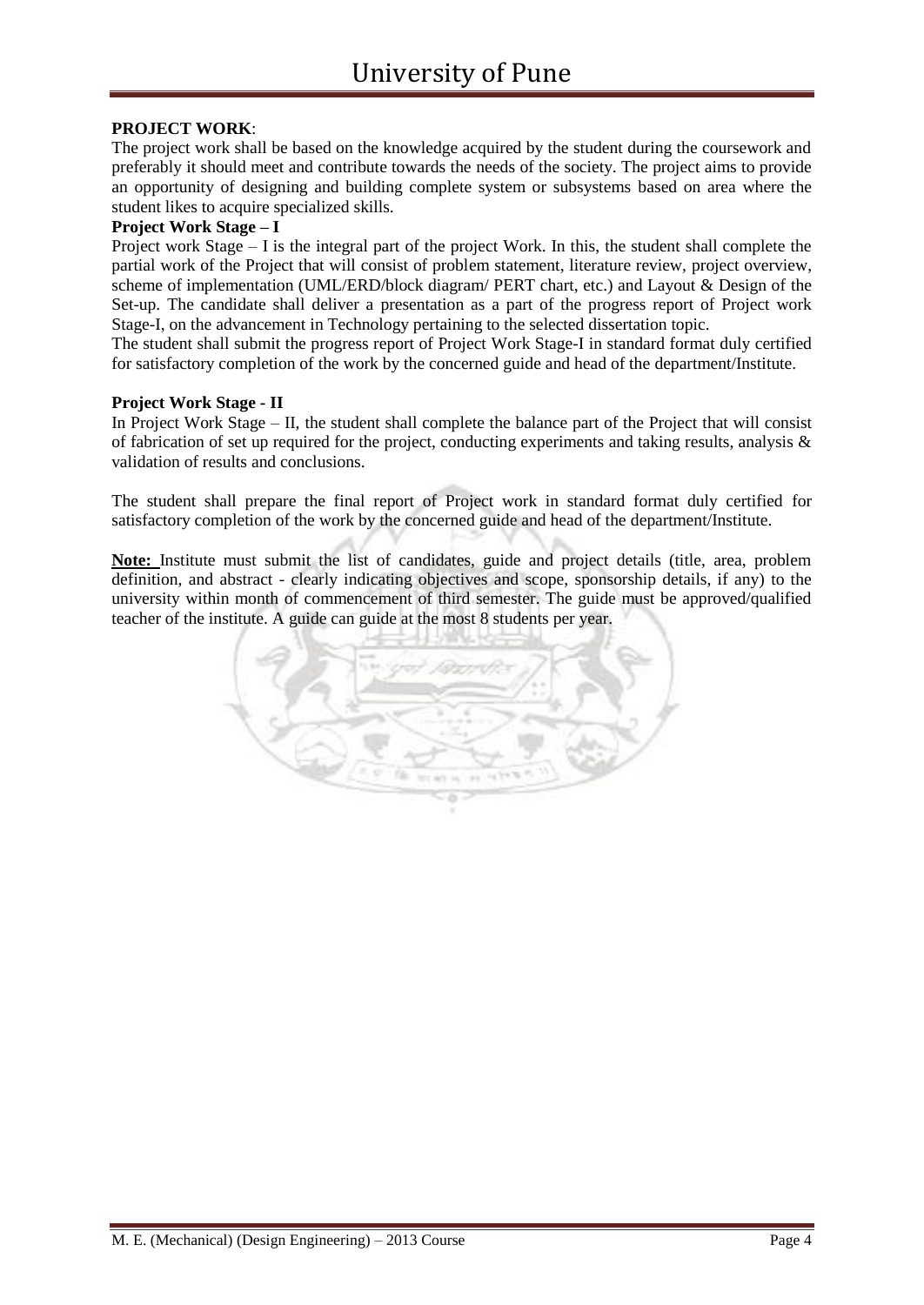**PROJECT WORK**:

The project work shall be based on the knowledge acquired by the student during the coursework and preferably it should meet and contribute towards the needs of the society. The project aims to provide an opportunity of designing and building complete system or subsystems based on area where the student likes to acquire specialized skills.

**Project Work Stage – I**

Project work Stage – I is the integral part of the project Work. In this, the student shall complete the partial work of the Project that will consist of problem statement, literature review, project overview, scheme of implementation (UML/ERD/block diagram/ PERT chart, etc.) and Layout & Design of the Set-up. The candidate shall deliver a presentation as a part of the progress report of Project work Stage-I, on the advancement in Technology pertaining to the selected dissertation topic.

The student shall submit the progress report of Project Work Stage-I in standard format duly certified for satisfactory completion of the work by the concerned guide and head of the department/Institute.

**Project Work Stage - II**

In Project Work Stage – II, the student shall complete the balance part of the Project that will consist of fabrication of set up required for the project, conducting experiments and taking results, analysis & validation of results and conclusions.

The student shall prepare the final report of Project work in standard format duly certified for satisfactory completion of the work by the concerned guide and head of the department/Institute.

**Note:** Institute must submit the list of candidates, guide and project details (title, area, problem definition, and abstract - clearly indicating objectives and scope, sponsorship details, if any) to the university within month of commencement of third semester. The guide must be approved/qualified teacher of the institute. A guide can guide at the most 8 students per year.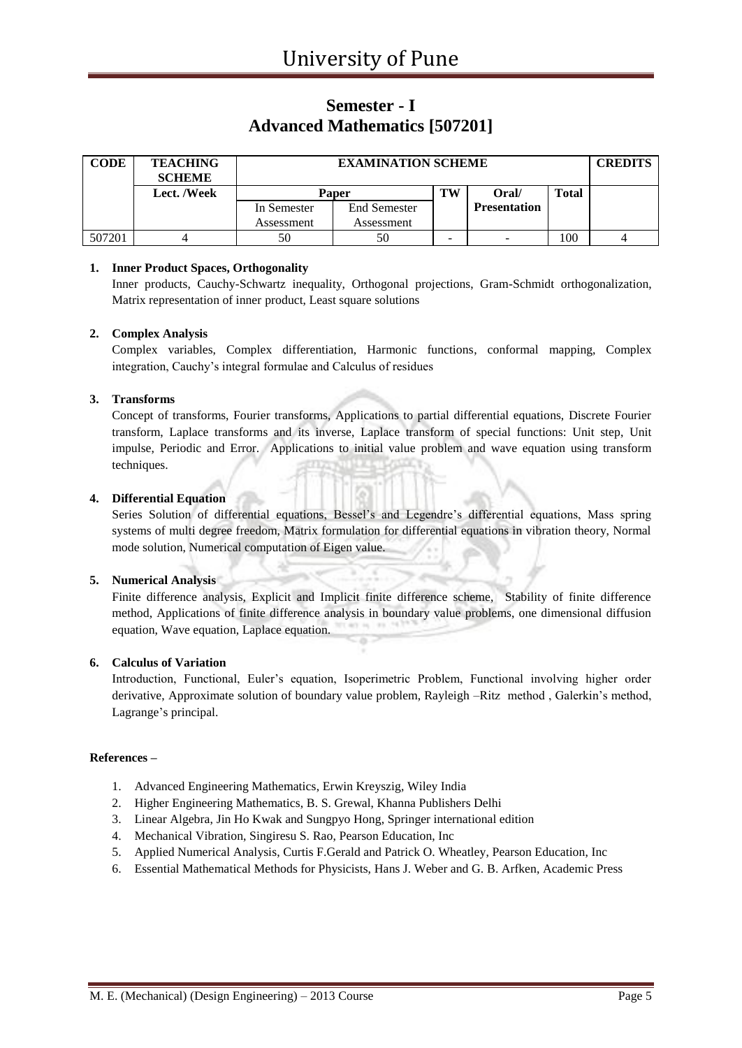# Semester - I
# Advanced Mathematics [507201]

| CODE | TEACHING SCHEME | EXAMINATION SCHEME | | | | | CREDITS |
|---|---|---|---|---|---|---|---|
| | Lect. /Week | Paper | | TW | Oral/ Presentation | Total | |
| | | In Semester Assessment | End Semester Assessment | | | | |
| 507201 | 4 | 50 | 50 | - | - | 100 | 4 |

**1. Inner Product Spaces, Orthogonality**

Inner products, Cauchy-Schwartz inequality, Orthogonal projections, Gram-Schmidt orthogonalization, Matrix representation of inner product, Least square solutions

**2. Complex Analysis**

Complex variables, Complex differentiation, Harmonic functions, conformal mapping, Complex integration, Cauchy's integral formulae and Calculus of residues

**3. Transforms**

Concept of transforms, Fourier transforms, Applications to partial differential equations, Discrete Fourier transform, Laplace transforms and its inverse, Laplace transform of special functions: Unit step, Unit impulse, Periodic and Error. Applications to initial value problem and wave equation using transform techniques.

**4. Differential Equation**

Series Solution of differential equations, Bessel's and Legendre's differential equations, Mass spring systems of multi degree freedom, Matrix formulation for differential equations in vibration theory, Normal mode solution, Numerical computation of Eigen value.

**5. Numerical Analysis**

Finite difference analysis, Explicit and Implicit finite difference scheme, Stability of finite difference method, Applications of finite difference analysis in boundary value problems, one dimensional diffusion equation, Wave equation, Laplace equation.

**6. Calculus of Variation**

Introduction, Functional, Euler's equation, Isoperimetric Problem, Functional involving higher order derivative, Approximate solution of boundary value problem, Rayleigh –Ritz method , Galerkin's method, Lagrange's principal.

**References –**

1. Advanced Engineering Mathematics, Erwin Kreyszig, Wiley India
2. Higher Engineering Mathematics, B. S. Grewal, Khanna Publishers Delhi
3. Linear Algebra, Jin Ho Kwak and Sungpyo Hong, Springer international edition
4. Mechanical Vibration, Singiresu S. Rao, Pearson Education, Inc
5. Applied Numerical Analysis, Curtis F.Gerald and Patrick O. Wheatley, Pearson Education, Inc
6. Essential Mathematical Methods for Physicists, Hans J. Weber and G. B. Arfken, Academic Press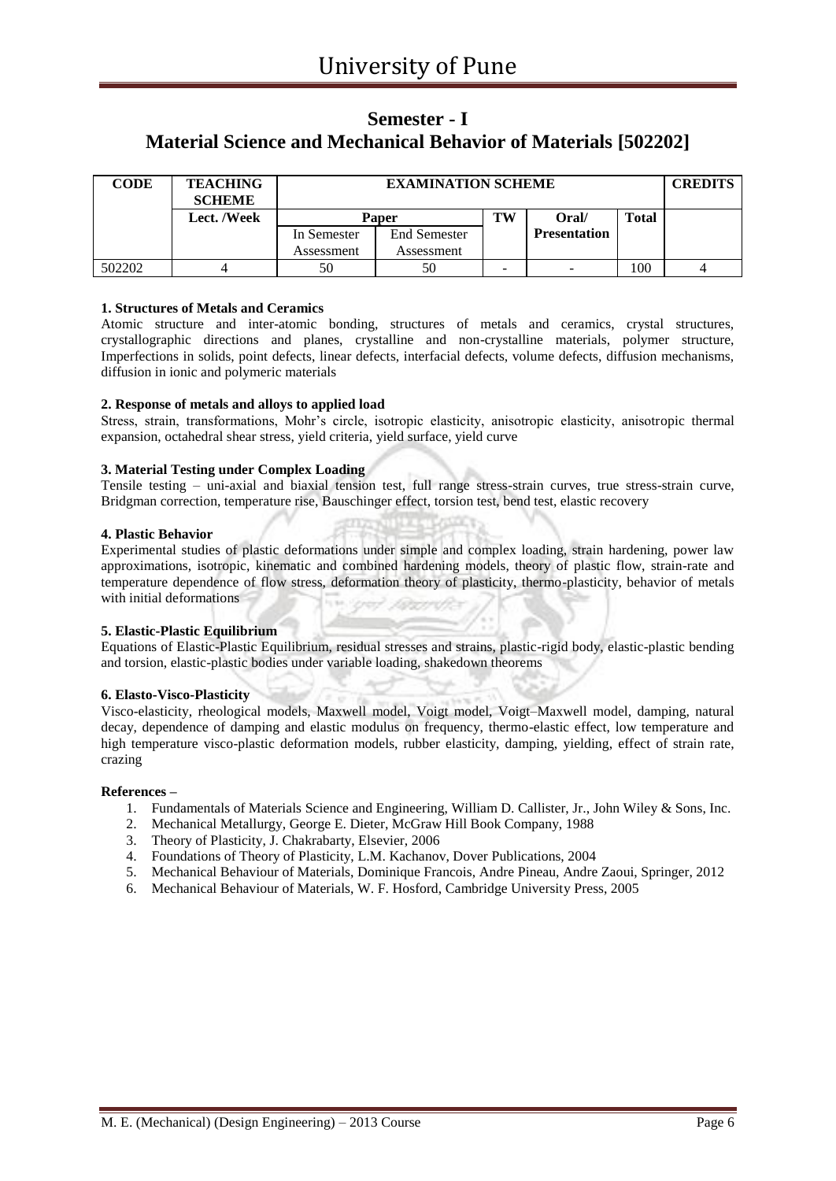# University of Pune

## Semester - I

## Material Science and Mechanical Behavior of Materials [502202]

| CODE | TEACHING SCHEME | EXAMINATION SCHEME | | | | | CREDITS |
|---|---|---|---|---|---|---|---|
| | Lect. /Week | Paper | | TW | Oral/ Presentation | Total | |
| | | In Semester Assessment | End Semester Assessment | | | | |
| 502202 | 4 | 50 | 50 | - | - | 100 | 4 |

**1. Structures of Metals and Ceramics**

Atomic structure and inter-atomic bonding, structures of metals and ceramics, crystal structures, crystallographic directions and planes, crystalline and non-crystalline materials, polymer structure, Imperfections in solids, point defects, linear defects, interfacial defects, volume defects, diffusion mechanisms, diffusion in ionic and polymeric materials

**2. Response of metals and alloys to applied load**

Stress, strain, transformations, Mohr's circle, isotropic elasticity, anisotropic elasticity, anisotropic thermal expansion, octahedral shear stress, yield criteria, yield surface, yield curve

**3. Material Testing under Complex Loading**

Tensile testing – uni-axial and biaxial tension test, full range stress-strain curves, true stress-strain curve, Bridgman correction, temperature rise, Bauschinger effect, torsion test, bend test, elastic recovery

**4. Plastic Behavior**

Experimental studies of plastic deformations under simple and complex loading, strain hardening, power law approximations, isotropic, kinematic and combined hardening models, theory of plastic flow, strain-rate and temperature dependence of flow stress, deformation theory of plasticity, thermo-plasticity, behavior of metals with initial deformations

**5. Elastic-Plastic Equilibrium**

Equations of Elastic-Plastic Equilibrium, residual stresses and strains, plastic-rigid body, elastic-plastic bending and torsion, elastic-plastic bodies under variable loading, shakedown theorems

**6. Elasto-Visco-Plasticity**

Visco-elasticity, rheological models, Maxwell model, Voigt model, Voigt–Maxwell model, damping, natural decay, dependence of damping and elastic modulus on frequency, thermo-elastic effect, low temperature and high temperature visco-plastic deformation models, rubber elasticity, damping, yielding, effect of strain rate, crazing

**References –**

1. Fundamentals of Materials Science and Engineering, William D. Callister, Jr., John Wiley & Sons, Inc.
2. Mechanical Metallurgy, George E. Dieter, McGraw Hill Book Company, 1988
3. Theory of Plasticity, J. Chakrabarty, Elsevier, 2006
4. Foundations of Theory of Plasticity, L.M. Kachanov, Dover Publications, 2004
5. Mechanical Behaviour of Materials, Dominique Francois, Andre Pineau, Andre Zaoui, Springer, 2012
6. Mechanical Behaviour of Materials, W. F. Hosford, Cambridge University Press, 2005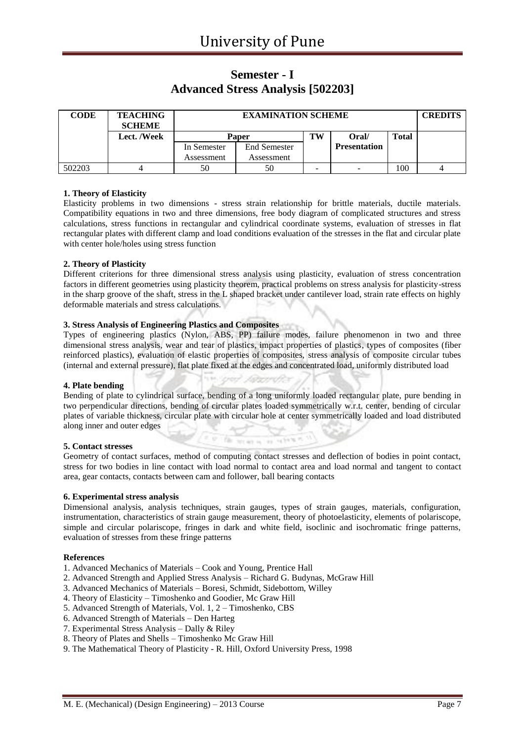# Semester - I

## Advanced Stress Analysis [502203]

| CODE | TEACHING SCHEME | EXAMINATION SCHEME | | | | | CREDITS |
|---|---|---|---|---|---|---|---|
| | Lect. /Week | Paper | | TW | Oral/ Presentation | Total | |
| | | In Semester Assessment | End Semester Assessment | | | | |
| 502203 | 4 | 50 | 50 | - | - | 100 | 4 |

**1. Theory of Elasticity**

Elasticity problems in two dimensions - stress strain relationship for brittle materials, ductile materials. Compatibility equations in two and three dimensions, free body diagram of complicated structures and stress calculations, stress functions in rectangular and cylindrical coordinate systems, evaluation of stresses in flat rectangular plates with different clamp and load conditions evaluation of the stresses in the flat and circular plate with center hole/holes using stress function

**2. Theory of Plasticity**

Different criterions for three dimensional stress analysis using plasticity, evaluation of stress concentration factors in different geometries using plasticity theorem, practical problems on stress analysis for plasticity-stress in the sharp groove of the shaft, stress in the L shaped bracket under cantilever load, strain rate effects on highly deformable materials and stress calculations.

**3. Stress Analysis of Engineering Plastics and Composites**

Types of engineering plastics (Nylon, ABS, PP) failure modes, failure phenomenon in two and three dimensional stress analysis, wear and tear of plastics, impact properties of plastics, types of composites (fiber reinforced plastics), evaluation of elastic properties of composites, stress analysis of composite circular tubes (internal and external pressure), flat plate fixed at the edges and concentrated load, uniformly distributed load

**4. Plate bending**

Bending of plate to cylindrical surface, bending of a long uniformly loaded rectangular plate, pure bending in two perpendicular directions, bending of circular plates loaded symmetrically w.r.t. center, bending of circular plates of variable thickness, circular plate with circular hole at center symmetrically loaded and load distributed along inner and outer edges

**5. Contact stresses**

Geometry of contact surfaces, method of computing contact stresses and deflection of bodies in point contact, stress for two bodies in line contact with load normal to contact area and load normal and tangent to contact area, gear contacts, contacts between cam and follower, ball bearing contacts

**6. Experimental stress analysis**

Dimensional analysis, analysis techniques, strain gauges, types of strain gauges, materials, configuration, instrumentation, characteristics of strain gauge measurement, theory of photoelasticity, elements of polariscope, simple and circular polariscope, fringes in dark and white field, isoclinic and isochromatic fringe patterns, evaluation of stresses from these fringe patterns

**References**

1. Advanced Mechanics of Materials – Cook and Young, Prentice Hall
2. Advanced Strength and Applied Stress Analysis – Richard G. Budynas, McGraw Hill
3. Advanced Mechanics of Materials – Boresi, Schmidt, Sidebottom, Willey
4. Theory of Elasticity – Timoshenko and Goodier, Mc Graw Hill
5. Advanced Strength of Materials, Vol. 1, 2 – Timoshenko, CBS
6. Advanced Strength of Materials – Den Harteg
7. Experimental Stress Analysis – Dally & Riley
8. Theory of Plates and Shells – Timoshenko Mc Graw Hill
9. The Mathematical Theory of Plasticity - R. Hill, Oxford University Press, 1998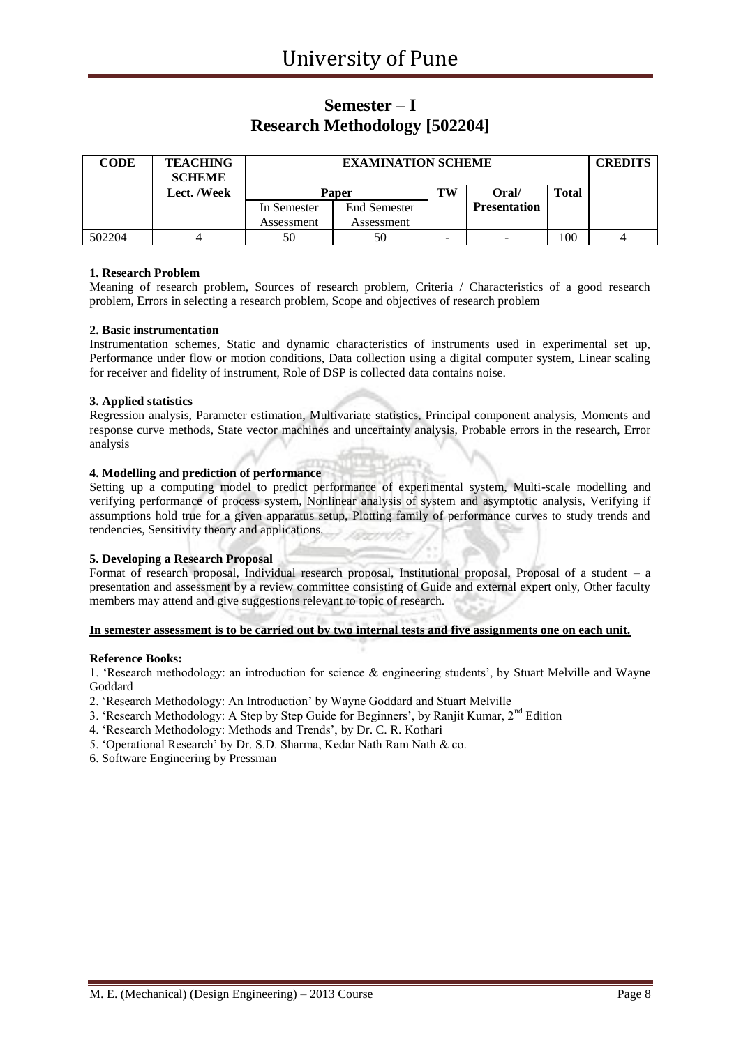# Semester – I
# Research Methodology [502204]

| CODE | TEACHING SCHEME | EXAMINATION SCHEME | | | | | CREDITS |
|---|---|---|---|---|---|---|---|
| | Lect. /Week | Paper | | TW | Oral/ Presentation | Total | |
| | | In Semester Assessment | End Semester Assessment | | | | |
| 502204 | 4 | 50 | 50 | - | - | 100 | 4 |

**1. Research Problem**

Meaning of research problem, Sources of research problem, Criteria / Characteristics of a good research problem, Errors in selecting a research problem, Scope and objectives of research problem

**2. Basic instrumentation**

Instrumentation schemes, Static and dynamic characteristics of instruments used in experimental set up, Performance under flow or motion conditions, Data collection using a digital computer system, Linear scaling for receiver and fidelity of instrument, Role of DSP is collected data contains noise.

**3. Applied statistics**

Regression analysis, Parameter estimation, Multivariate statistics, Principal component analysis, Moments and response curve methods, State vector machines and uncertainty analysis, Probable errors in the research, Error analysis

**4. Modelling and prediction of performance**

Setting up a computing model to predict performance of experimental system, Multi-scale modelling and verifying performance of process system, Nonlinear analysis of system and asymptotic analysis, Verifying if assumptions hold true for a given apparatus setup, Plotting family of performance curves to study trends and tendencies, Sensitivity theory and applications.

**5. Developing a Research Proposal**

Format of research proposal, Individual research proposal, Institutional proposal, Proposal of a student – a presentation and assessment by a review committee consisting of Guide and external expert only, Other faculty members may attend and give suggestions relevant to topic of research.

**In semester assessment is to be carried out by two internal tests and five assignments one on each unit.**

**Reference Books:**

1. 'Research methodology: an introduction for science & engineering students', by Stuart Melville and Wayne Goddard
2. 'Research Methodology: An Introduction' by Wayne Goddard and Stuart Melville
3. 'Research Methodology: A Step by Step Guide for Beginners', by Ranjit Kumar, 2nd Edition
4. 'Research Methodology: Methods and Trends', by Dr. C. R. Kothari
5. 'Operational Research' by Dr. S.D. Sharma, Kedar Nath Ram Nath & co.
6. Software Engineering by Pressman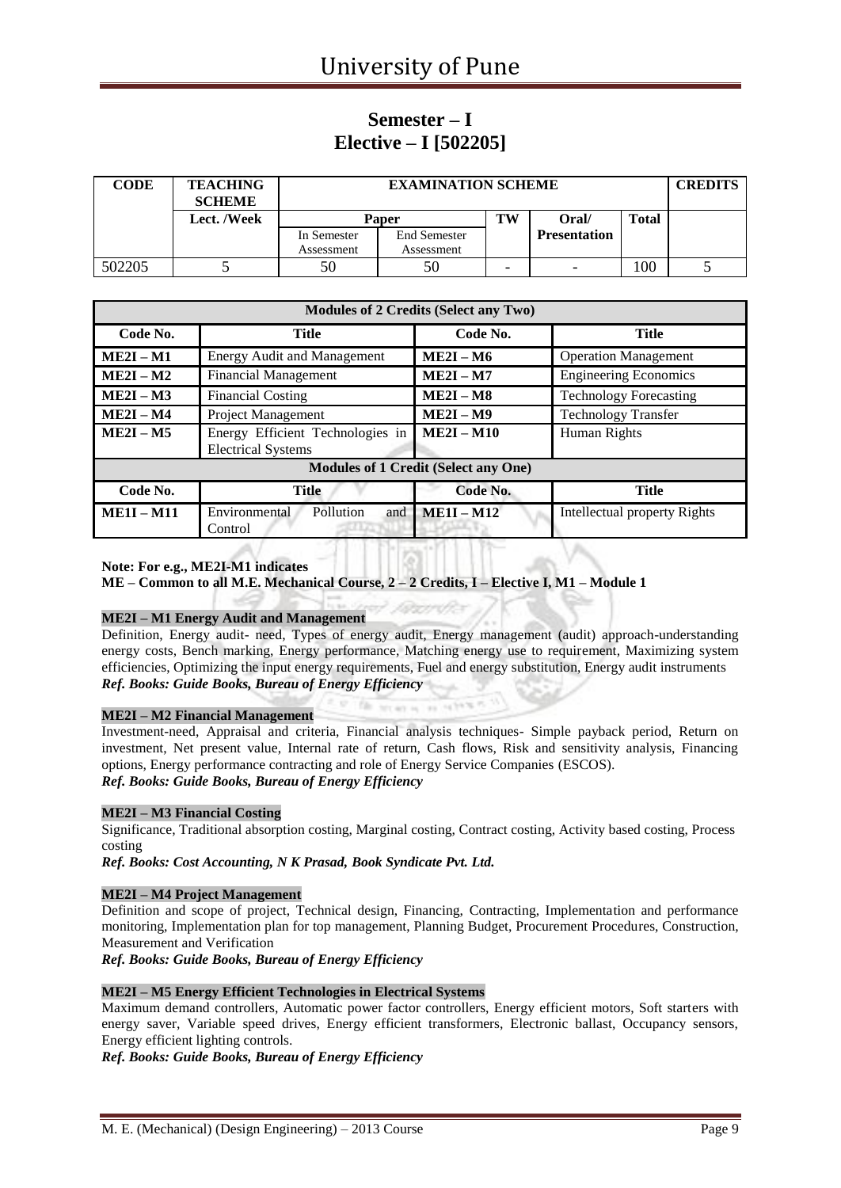# Semester – I
# Elective – I [502205]

| CODE | TEACHING SCHEME | EXAMINATION SCHEME | | | | | CREDITS |
|---|---|---|---|---|---|---|---|
| | Lect. /Week | Paper | | TW | Oral/ Presentation | Total | |
| | | In Semester Assessment | End Semester Assessment | | | | |
| 502205 | 5 | 50 | 50 | - | - | 100 | 5 |

| Modules of 2 Credits (Select any Two) | | | |
|---|---|---|---|
| **Code No.** | **Title** | **Code No.** | **Title** |
| **ME2I – M1** | Energy Audit and Management | **ME2I – M6** | Operation Management |
| **ME2I – M2** | Financial Management | **ME2I – M7** | Engineering Economics |
| **ME2I – M3** | Financial Costing | **ME2I – M8** | Technology Forecasting |
| **ME2I – M4** | Project Management | **ME2I – M9** | Technology Transfer |
| **ME2I – M5** | Energy Efficient Technologies in Electrical Systems | **ME2I – M10** | Human Rights |
| **Modules of 1 Credit (Select any One)** | | | |
| **Code No.** | **Title** | **Code No.** | **Title** |
| **ME1I – M11** | Environmental Pollution and Control | **ME1I – M12** | Intellectual property Rights |

**Note: For e.g., ME2I-M1 indicates**
**ME – Common to all M.E. Mechanical Course, 2 – 2 Credits, I – Elective I, M1 – Module 1**

**ME2I – M1 Energy Audit and Management**

Definition, Energy audit- need, Types of energy audit, Energy management (audit) approach-understanding energy costs, Bench marking, Energy performance, Matching energy use to requirement, Maximizing system efficiencies, Optimizing the input energy requirements, Fuel and energy substitution, Energy audit instruments

***Ref. Books: Guide Books, Bureau of Energy Efficiency***

**ME2I – M2 Financial Management**

Investment-need, Appraisal and criteria, Financial analysis techniques- Simple payback period, Return on investment, Net present value, Internal rate of return, Cash flows, Risk and sensitivity analysis, Financing options, Energy performance contracting and role of Energy Service Companies (ESCOS).

***Ref. Books: Guide Books, Bureau of Energy Efficiency***

**ME2I – M3 Financial Costing**

Significance, Traditional absorption costing, Marginal costing, Contract costing, Activity based costing, Process costing

***Ref. Books: Cost Accounting, N K Prasad, Book Syndicate Pvt. Ltd.***

**ME2I – M4 Project Management**

Definition and scope of project, Technical design, Financing, Contracting, Implementation and performance monitoring, Implementation plan for top management, Planning Budget, Procurement Procedures, Construction, Measurement and Verification

***Ref. Books: Guide Books, Bureau of Energy Efficiency***

**ME2I – M5 Energy Efficient Technologies in Electrical Systems**

Maximum demand controllers, Automatic power factor controllers, Energy efficient motors, Soft starters with energy saver, Variable speed drives, Energy efficient transformers, Electronic ballast, Occupancy sensors, Energy efficient lighting controls.

***Ref. Books: Guide Books, Bureau of Energy Efficiency***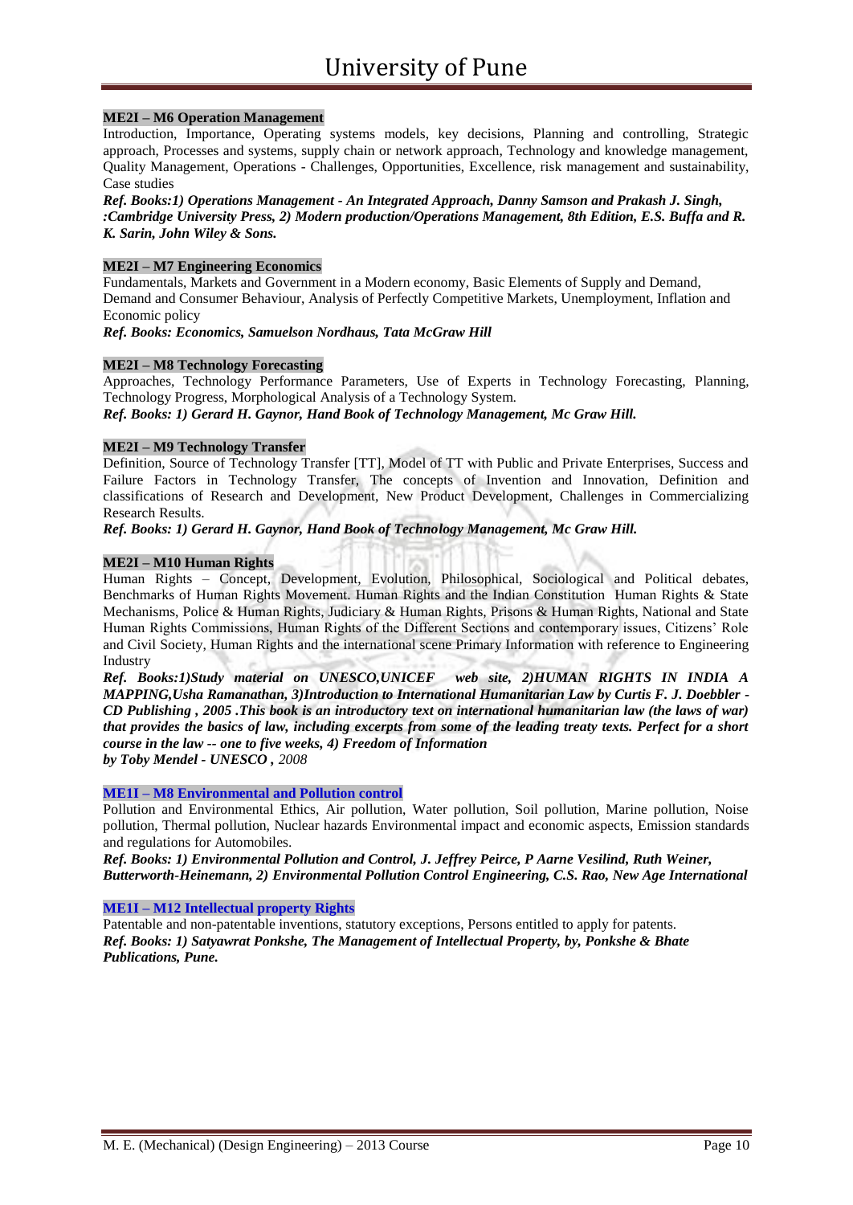**ME2I – M6 Operation Management**

Introduction, Importance, Operating systems models, key decisions, Planning and controlling, Strategic approach, Processes and systems, supply chain or network approach, Technology and knowledge management, Quality Management, Operations - Challenges, Opportunities, Excellence, risk management and sustainability, Case studies

***Ref. Books:1) Operations Management - An Integrated Approach, Danny Samson and Prakash J. Singh, :Cambridge University Press, 2) Modern production/Operations Management, 8th Edition, E.S. Buffa and R. K. Sarin, John Wiley & Sons.***

**ME2I – M7 Engineering Economics**

Fundamentals, Markets and Government in a Modern economy, Basic Elements of Supply and Demand, Demand and Consumer Behaviour, Analysis of Perfectly Competitive Markets, Unemployment, Inflation and Economic policy

***Ref. Books: Economics, Samuelson Nordhaus, Tata McGraw Hill***

**ME2I – M8 Technology Forecasting**

Approaches, Technology Performance Parameters, Use of Experts in Technology Forecasting, Planning, Technology Progress, Morphological Analysis of a Technology System.

***Ref. Books: 1) Gerard H. Gaynor, Hand Book of Technology Management, Mc Graw Hill.***

**ME2I – M9 Technology Transfer**

Definition, Source of Technology Transfer [TT], Model of TT with Public and Private Enterprises, Success and Failure Factors in Technology Transfer, The concepts of Invention and Innovation, Definition and classifications of Research and Development, New Product Development, Challenges in Commercializing Research Results.

***Ref. Books: 1) Gerard H. Gaynor, Hand Book of Technology Management, Mc Graw Hill.***

**ME2I – M10 Human Rights**

Human Rights – Concept, Development, Evolution, Philosophical, Sociological and Political debates, Benchmarks of Human Rights Movement. Human Rights and the Indian Constitution Human Rights & State Mechanisms, Police & Human Rights, Judiciary & Human Rights, Prisons & Human Rights, National and State Human Rights Commissions, Human Rights of the Different Sections and contemporary issues, Citizens' Role and Civil Society, Human Rights and the international scene Primary Information with reference to Engineering Industry

***Ref. Books:1)Study material on UNESCO,UNICEF web site, 2)HUMAN RIGHTS IN INDIA A MAPPING,Usha Ramanathan, 3)Introduction to International Humanitarian Law by Curtis F. J. Doebbler - CD Publishing , 2005 .This book is an introductory text on international humanitarian law (the laws of war) that provides the basics of law, including excerpts from some of the leading treaty texts. Perfect for a short course in the law -- one to five weeks, 4) Freedom of Information by Toby Mendel - UNESCO ,*** *2008*

**ME1I – M8 Environmental and Pollution control**

Pollution and Environmental Ethics, Air pollution, Water pollution, Soil pollution, Marine pollution, Noise pollution, Thermal pollution, Nuclear hazards Environmental impact and economic aspects, Emission standards and regulations for Automobiles.

***Ref. Books: 1) Environmental Pollution and Control, J. Jeffrey Peirce, P Aarne Vesilind, Ruth Weiner, Butterworth-Heinemann, 2) Environmental Pollution Control Engineering, C.S. Rao, New Age International***

**ME1I – M12 Intellectual property Rights**

Patentable and non-patentable inventions, statutory exceptions, Persons entitled to apply for patents.

***Ref. Books: 1) Satyawrat Ponkshe, The Management of Intellectual Property, by, Ponkshe & Bhate Publications, Pune.***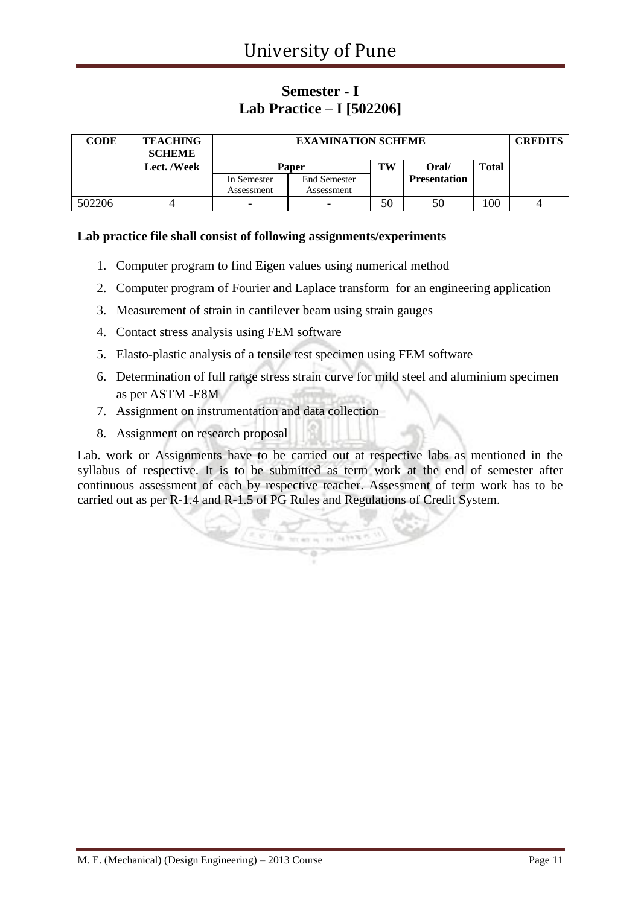## Semester - I
## Lab Practice – I [502206]

| CODE | TEACHING SCHEME | EXAMINATION SCHEME | | | | | CREDITS |
|---|---|---|---|---|---|---|---|
| | Lect. /Week | Paper | | TW | Oral/ Presentation | Total | |
| | | In Semester Assessment | End Semester Assessment | | | | |
| 502206 | 4 | - | - | 50 | 50 | 100 | 4 |

**Lab practice file shall consist of following assignments/experiments**

1. Computer program to find Eigen values using numerical method
2. Computer program of Fourier and Laplace transform for an engineering application
3. Measurement of strain in cantilever beam using strain gauges
4. Contact stress analysis using FEM software
5. Elasto-plastic analysis of a tensile test specimen using FEM software
6. Determination of full range stress strain curve for mild steel and aluminium specimen as per ASTM -E8M
7. Assignment on instrumentation and data collection
8. Assignment on research proposal

Lab. work or Assignments have to be carried out at respective labs as mentioned in the syllabus of respective. It is to be submitted as term work at the end of semester after continuous assessment of each by respective teacher. Assessment of term work has to be carried out as per R-1.4 and R-1.5 of PG Rules and Regulations of Credit System.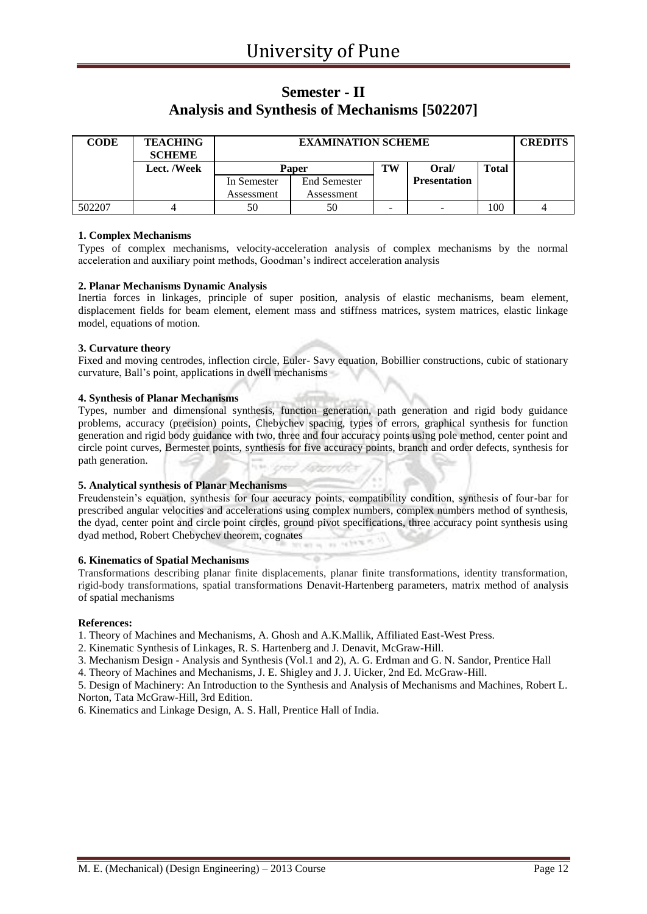# University of Pune

## Semester - II
## Analysis and Synthesis of Mechanisms [502207]

| CODE | TEACHING SCHEME | EXAMINATION SCHEME | | | | | CREDITS |
|---|---|---|---|---|---|---|---|
| | Lect. /Week | Paper | | TW | Oral/ Presentation | Total | |
| | | In Semester Assessment | End Semester Assessment | | | | |
| 502207 | 4 | 50 | 50 | - | - | 100 | 4 |

**1. Complex Mechanisms**

Types of complex mechanisms, velocity-acceleration analysis of complex mechanisms by the normal acceleration and auxiliary point methods, Goodman's indirect acceleration analysis

**2. Planar Mechanisms Dynamic Analysis**

Inertia forces in linkages, principle of super position, analysis of elastic mechanisms, beam element, displacement fields for beam element, element mass and stiffness matrices, system matrices, elastic linkage model, equations of motion.

**3. Curvature theory**

Fixed and moving centrodes, inflection circle, Euler- Savy equation, Bobillier constructions, cubic of stationary curvature, Ball's point, applications in dwell mechanisms

**4. Synthesis of Planar Mechanisms**

Types, number and dimensional synthesis, function generation, path generation and rigid body guidance problems, accuracy (precision) points, Chebychev spacing, types of errors, graphical synthesis for function generation and rigid body guidance with two, three and four accuracy points using pole method, center point and circle point curves, Bermester points, synthesis for five accuracy points, branch and order defects, synthesis for path generation.

**5. Analytical synthesis of Planar Mechanisms**

Freudenstein's equation, synthesis for four accuracy points, compatibility condition, synthesis of four-bar for prescribed angular velocities and accelerations using complex numbers, complex numbers method of synthesis, the dyad, center point and circle point circles, ground pivot specifications, three accuracy point synthesis using dyad method, Robert Chebychev theorem, cognates

**6. Kinematics of Spatial Mechanisms**

Transformations describing planar finite displacements, planar finite transformations, identity transformation, rigid-body transformations, spatial transformations Denavit-Hartenberg parameters, matrix method of analysis of spatial mechanisms

**References:**

1. Theory of Machines and Mechanisms, A. Ghosh and A.K.Mallik, Affiliated East-West Press.
2. Kinematic Synthesis of Linkages, R. S. Hartenberg and J. Denavit, McGraw-Hill.
3. Mechanism Design - Analysis and Synthesis (Vol.1 and 2), A. G. Erdman and G. N. Sandor, Prentice Hall
4. Theory of Machines and Mechanisms, J. E. Shigley and J. J. Uicker, 2nd Ed. McGraw-Hill.
5. Design of Machinery: An Introduction to the Synthesis and Analysis of Mechanisms and Machines, Robert L. Norton, Tata McGraw-Hill, 3rd Edition.
6. Kinematics and Linkage Design, A. S. Hall, Prentice Hall of India.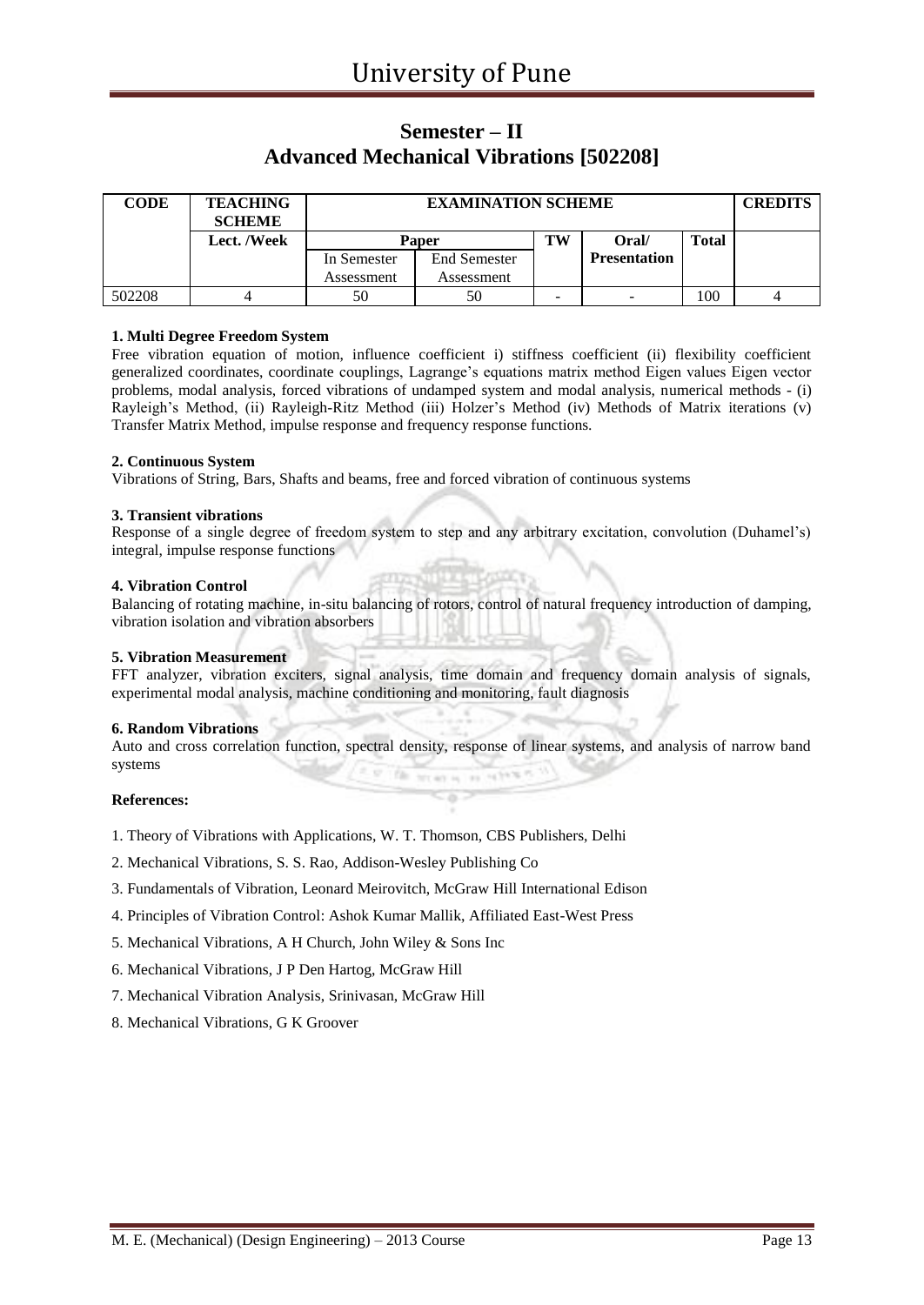## Semester – II
## Advanced Mechanical Vibrations [502208]

| CODE | TEACHING SCHEME | EXAMINATION SCHEME | | | | | CREDITS |
|---|---|---|---|---|---|---|---|
| | Lect. /Week | Paper | | TW | Oral/ Presentation | Total | |
| | | In Semester Assessment | End Semester Assessment | | | | |
| 502208 | 4 | 50 | 50 | - | - | 100 | 4 |

**1. Multi Degree Freedom System**

Free vibration equation of motion, influence coefficient i) stiffness coefficient (ii) flexibility coefficient generalized coordinates, coordinate couplings, Lagrange's equations matrix method Eigen values Eigen vector problems, modal analysis, forced vibrations of undamped system and modal analysis, numerical methods - (i) Rayleigh's Method, (ii) Rayleigh-Ritz Method (iii) Holzer's Method (iv) Methods of Matrix iterations (v) Transfer Matrix Method, impulse response and frequency response functions.

**2. Continuous System**

Vibrations of String, Bars, Shafts and beams, free and forced vibration of continuous systems

**3. Transient vibrations**

Response of a single degree of freedom system to step and any arbitrary excitation, convolution (Duhamel's) integral, impulse response functions

**4. Vibration Control**

Balancing of rotating machine, in-situ balancing of rotors, control of natural frequency introduction of damping, vibration isolation and vibration absorbers

**5. Vibration Measurement**

FFT analyzer, vibration exciters, signal analysis, time domain and frequency domain analysis of signals, experimental modal analysis, machine conditioning and monitoring, fault diagnosis

**6. Random Vibrations**

Auto and cross correlation function, spectral density, response of linear systems, and analysis of narrow band systems

**References:**

1. Theory of Vibrations with Applications, W. T. Thomson, CBS Publishers, Delhi
2. Mechanical Vibrations, S. S. Rao, Addison-Wesley Publishing Co
3. Fundamentals of Vibration, Leonard Meirovitch, McGraw Hill International Edison
4. Principles of Vibration Control: Ashok Kumar Mallik, Affiliated East-West Press
5. Mechanical Vibrations, A H Church, John Wiley & Sons Inc
6. Mechanical Vibrations, J P Den Hartog, McGraw Hill
7. Mechanical Vibration Analysis, Srinivasan, McGraw Hill
8. Mechanical Vibrations, G K Groover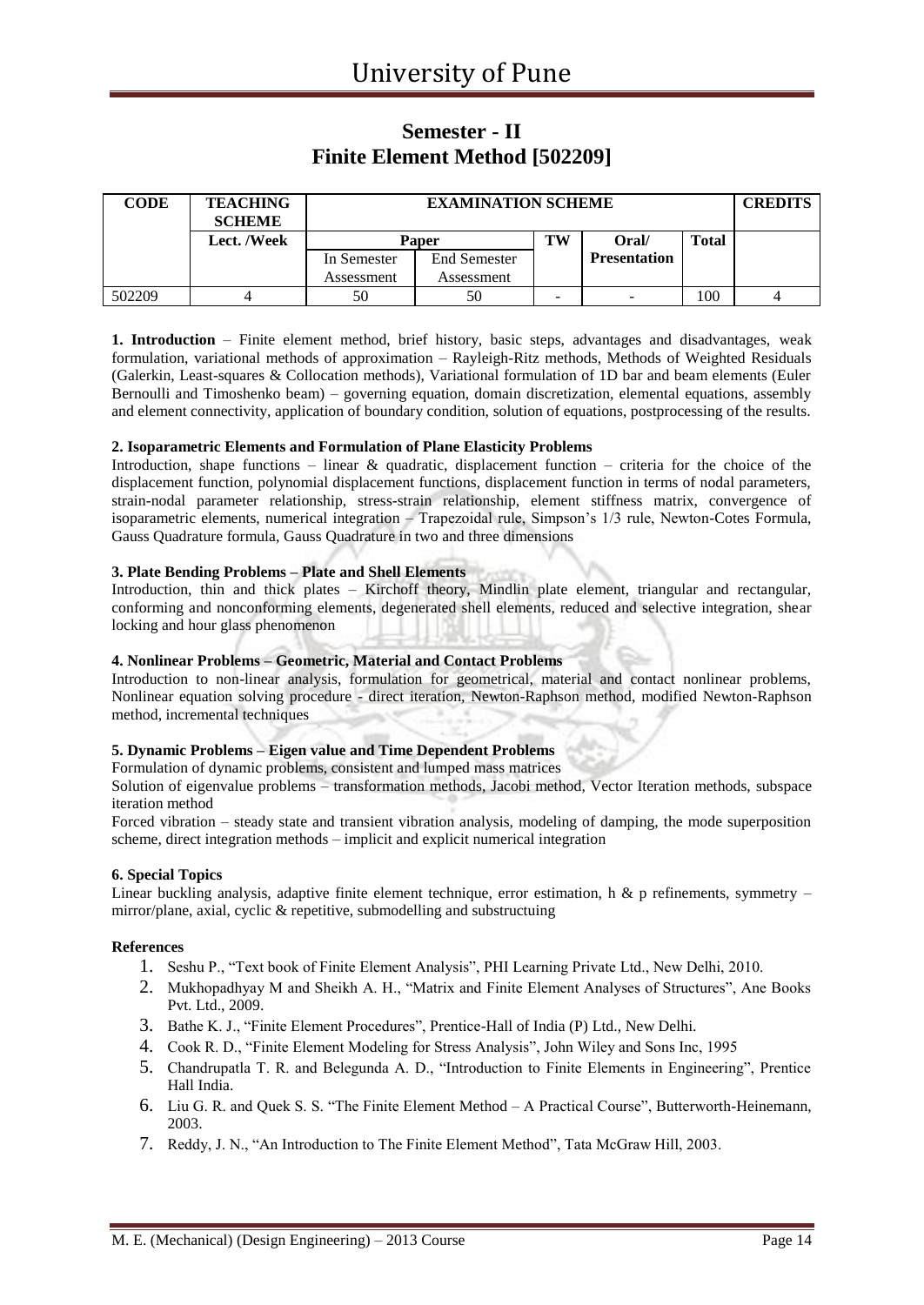# Semester - II
# Finite Element Method [502209]

| CODE | TEACHING SCHEME | EXAMINATION SCHEME | | | | | CREDITS |
|---|---|---|---|---|---|---|---|
| | Lect. /Week | Paper | | TW | Oral/ Presentation | Total | |
| | | In Semester Assessment | End Semester Assessment | | | | |
| 502209 | 4 | 50 | 50 | - | - | 100 | 4 |

**1. Introduction** – Finite element method, brief history, basic steps, advantages and disadvantages, weak formulation, variational methods of approximation – Rayleigh-Ritz methods, Methods of Weighted Residuals (Galerkin, Least-squares & Collocation methods), Variational formulation of 1D bar and beam elements (Euler Bernoulli and Timoshenko beam) – governing equation, domain discretization, elemental equations, assembly and element connectivity, application of boundary condition, solution of equations, postprocessing of the results.

**2. Isoparametric Elements and Formulation of Plane Elasticity Problems**
Introduction, shape functions – linear & quadratic, displacement function – criteria for the choice of the displacement function, polynomial displacement functions, displacement function in terms of nodal parameters, strain-nodal parameter relationship, stress-strain relationship, element stiffness matrix, convergence of isoparametric elements, numerical integration – Trapezoidal rule, Simpson's 1/3 rule, Newton-Cotes Formula, Gauss Quadrature formula, Gauss Quadrature in two and three dimensions

**3. Plate Bending Problems – Plate and Shell Elements**
Introduction, thin and thick plates – Kirchoff theory, Mindlin plate element, triangular and rectangular, conforming and nonconforming elements, degenerated shell elements, reduced and selective integration, shear locking and hour glass phenomenon

**4. Nonlinear Problems – Geometric, Material and Contact Problems**
Introduction to non-linear analysis, formulation for geometrical, material and contact nonlinear problems, Nonlinear equation solving procedure - direct iteration, Newton-Raphson method, modified Newton-Raphson method, incremental techniques

**5. Dynamic Problems – Eigen value and Time Dependent Problems**
Formulation of dynamic problems, consistent and lumped mass matrices
Solution of eigenvalue problems – transformation methods, Jacobi method, Vector Iteration methods, subspace iteration method
Forced vibration – steady state and transient vibration analysis, modeling of damping, the mode superposition scheme, direct integration methods – implicit and explicit numerical integration

**6. Special Topics**
Linear buckling analysis, adaptive finite element technique, error estimation, h & p refinements, symmetry – mirror/plane, axial, cyclic & repetitive, submodelling and substructuing

**References**

1. Seshu P., "Text book of Finite Element Analysis", PHI Learning Private Ltd., New Delhi, 2010.
2. Mukhopadhyay M and Sheikh A. H., "Matrix and Finite Element Analyses of Structures", Ane Books Pvt. Ltd., 2009.
3. Bathe K. J., "Finite Element Procedures", Prentice-Hall of India (P) Ltd., New Delhi.
4. Cook R. D., "Finite Element Modeling for Stress Analysis", John Wiley and Sons Inc, 1995
5. Chandrupatla T. R. and Belegunda A. D., "Introduction to Finite Elements in Engineering", Prentice Hall India.
6. Liu G. R. and Quek S. S. "The Finite Element Method – A Practical Course", Butterworth-Heinemann, 2003.
7. Reddy, J. N., "An Introduction to The Finite Element Method", Tata McGraw Hill, 2003.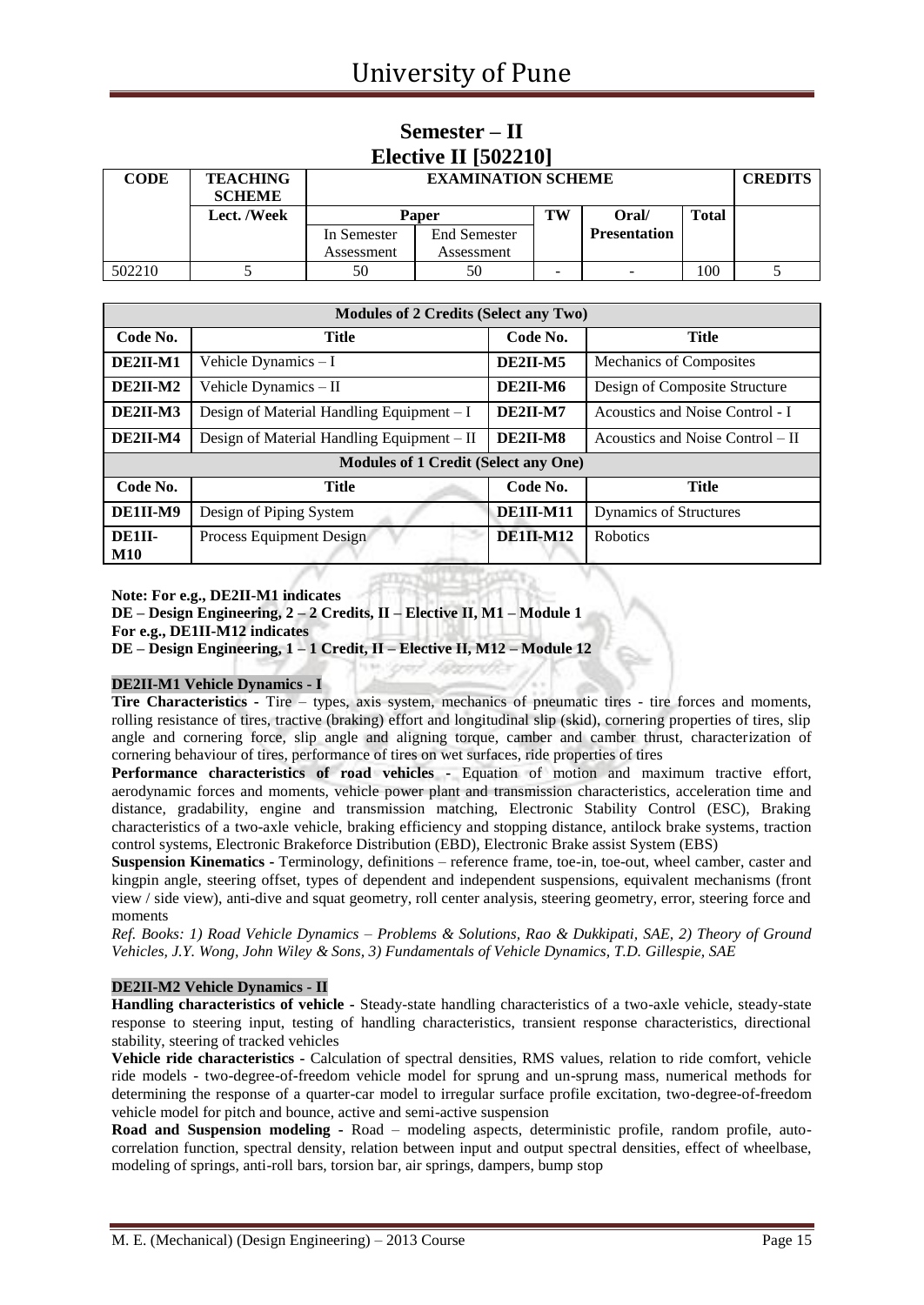## Semester – II

## Elective II [502210]

| CODE | TEACHING SCHEME | EXAMINATION SCHEME | | | | | CREDITS |
|---|---|---|---|---|---|---|---|
| | Lect. /Week | Paper | | TW | Oral/ Presentation | Total | |
| | | In Semester Assessment | End Semester Assessment | | | | |
| 502210 | 5 | 50 | 50 | - | - | 100 | 5 |

| Modules of 2 Credits (Select any Two) | | | |
|---|---|---|---|
| **Code No.** | **Title** | **Code No.** | **Title** |
| **DE2II-M1** | Vehicle Dynamics – I | **DE2II-M5** | Mechanics of Composites |
| **DE2II-M2** | Vehicle Dynamics – II | **DE2II-M6** | Design of Composite Structure |
| **DE2II-M3** | Design of Material Handling Equipment – I | **DE2II-M7** | Acoustics and Noise Control - I |
| **DE2II-M4** | Design of Material Handling Equipment – II | **DE2II-M8** | Acoustics and Noise Control – II |
| **Modules of 1 Credit (Select any One)** | | | |
| **Code No.** | **Title** | **Code No.** | **Title** |
| **DE1II-M9** | Design of Piping System | **DE1II-M11** | Dynamics of Structures |
| **DE1II-M10** | Process Equipment Design | **DE1II-M12** | Robotics |

**Note: For e.g., DE2II-M1 indicates**

**DE – Design Engineering, 2 – 2 Credits, II – Elective II, M1 – Module 1**

**For e.g., DE1II-M12 indicates**

**DE – Design Engineering, 1 – 1 Credit, II – Elective II, M12 – Module 12**

### DE2II-M1 Vehicle Dynamics - I

**Tire Characteristics -** Tire – types, axis system, mechanics of pneumatic tires - tire forces and moments, rolling resistance of tires, tractive (braking) effort and longitudinal slip (skid), cornering properties of tires, slip angle and cornering force, slip angle and aligning torque, camber and camber thrust, characterization of cornering behaviour of tires, performance of tires on wet surfaces, ride properties of tires

**Performance characteristics of road vehicles -** Equation of motion and maximum tractive effort, aerodynamic forces and moments, vehicle power plant and transmission characteristics, acceleration time and distance, gradability, engine and transmission matching, Electronic Stability Control (ESC), Braking characteristics of a two-axle vehicle, braking efficiency and stopping distance, antilock brake systems, traction control systems, Electronic Brakeforce Distribution (EBD), Electronic Brake assist System (EBS)

**Suspension Kinematics -** Terminology, definitions – reference frame, toe-in, toe-out, wheel camber, caster and kingpin angle, steering offset, types of dependent and independent suspensions, equivalent mechanisms (front view / side view), anti-dive and squat geometry, roll center analysis, steering geometry, error, steering force and moments

*Ref. Books: 1) Road Vehicle Dynamics – Problems & Solutions, Rao & Dukkipati, SAE, 2) Theory of Ground Vehicles, J.Y. Wong, John Wiley & Sons, 3) Fundamentals of Vehicle Dynamics, T.D. Gillespie, SAE*

### DE2II-M2 Vehicle Dynamics - II

**Handling characteristics of vehicle -** Steady-state handling characteristics of a two-axle vehicle, steady-state response to steering input, testing of handling characteristics, transient response characteristics, directional stability, steering of tracked vehicles

**Vehicle ride characteristics -** Calculation of spectral densities, RMS values, relation to ride comfort, vehicle ride models - two-degree-of-freedom vehicle model for sprung and un-sprung mass, numerical methods for determining the response of a quarter-car model to irregular surface profile excitation, two-degree-of-freedom vehicle model for pitch and bounce, active and semi-active suspension

**Road and Suspension modeling -** Road – modeling aspects, deterministic profile, random profile, auto-correlation function, spectral density, relation between input and output spectral densities, effect of wheelbase, modeling of springs, anti-roll bars, torsion bar, air springs, dampers, bump stop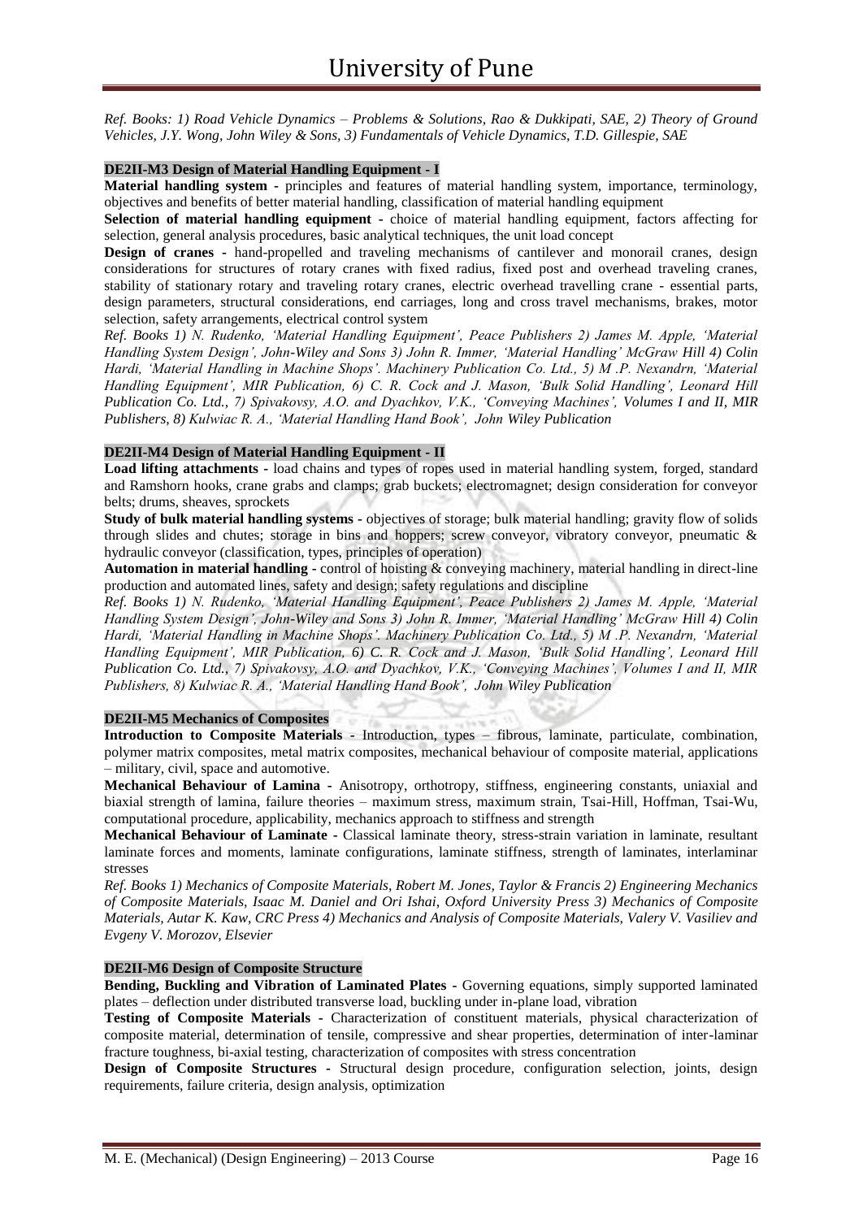*Ref. Books: 1) Road Vehicle Dynamics – Problems & Solutions, Rao & Dukkipati, SAE, 2) Theory of Ground Vehicles, J.Y. Wong, John Wiley & Sons, 3) Fundamentals of Vehicle Dynamics, T.D. Gillespie, SAE*

### DE2II-M3 Design of Material Handling Equipment - I

**Material handling system -** principles and features of material handling system, importance, terminology, objectives and benefits of better material handling, classification of material handling equipment

**Selection of material handling equipment -** choice of material handling equipment, factors affecting for selection, general analysis procedures, basic analytical techniques, the unit load concept

**Design of cranes -** hand-propelled and traveling mechanisms of cantilever and monorail cranes, design considerations for structures of rotary cranes with fixed radius, fixed post and overhead traveling cranes, stability of stationary rotary and traveling rotary cranes, electric overhead travelling crane - essential parts, design parameters, structural considerations, end carriages, long and cross travel mechanisms, brakes, motor selection, safety arrangements, electrical control system

*Ref. Books 1) N. Rudenko, 'Material Handling Equipment', Peace Publishers 2) James M. Apple, 'Material Handling System Design', John-Wiley and Sons 3) John R. Immer, 'Material Handling' McGraw Hill 4) Colin Hardi, 'Material Handling in Machine Shops'. Machinery Publication Co. Ltd., 5) M .P. Nexandrn, 'Material Handling Equipment', MIR Publication, 6) C. R. Cock and J. Mason, 'Bulk Solid Handling', Leonard Hill Publication Co. Ltd., 7) Spivakovsy, A.O. and Dyachkov, V.K., 'Conveying Machines', Volumes I and II, MIR Publishers, 8) Kulwiac R. A., 'Material Handling Hand Book', John Wiley Publication*

### DE2II-M4 Design of Material Handling Equipment - II

**Load lifting attachments -** load chains and types of ropes used in material handling system, forged, standard and Ramshorn hooks, crane grabs and clamps; grab buckets; electromagnet; design consideration for conveyor belts; drums, sheaves, sprockets

**Study of bulk material handling systems -** objectives of storage; bulk material handling; gravity flow of solids through slides and chutes; storage in bins and hoppers; screw conveyor, vibratory conveyor, pneumatic & hydraulic conveyor (classification, types, principles of operation)

**Automation in material handling -** control of hoisting & conveying machinery, material handling in direct-line production and automated lines, safety and design; safety regulations and discipline

*Ref. Books 1) N. Rudenko, 'Material Handling Equipment', Peace Publishers 2) James M. Apple, 'Material Handling System Design', John-Wiley and Sons 3) John R. Immer, 'Material Handling' McGraw Hill 4) Colin Hardi, 'Material Handling in Machine Shops'. Machinery Publication Co. Ltd., 5) M .P. Nexandrn, 'Material Handling Equipment', MIR Publication, 6) C. R. Cock and J. Mason, 'Bulk Solid Handling', Leonard Hill Publication Co. Ltd., 7) Spivakovsy, A.O. and Dyachkov, V.K., 'Conveying Machines', Volumes I and II, MIR Publishers, 8) Kulwiac R. A., 'Material Handling Hand Book', John Wiley Publication*

### DE2II-M5 Mechanics of Composites

**Introduction to Composite Materials** - Introduction, types – fibrous, laminate, particulate, combination, polymer matrix composites, metal matrix composites, mechanical behaviour of composite material, applications – military, civil, space and automotive.

**Mechanical Behaviour of Lamina -** Anisotropy, orthotropy, stiffness, engineering constants, uniaxial and biaxial strength of lamina, failure theories – maximum stress, maximum strain, Tsai-Hill, Hoffman, Tsai-Wu, computational procedure, applicability, mechanics approach to stiffness and strength

**Mechanical Behaviour of Laminate -** Classical laminate theory, stress-strain variation in laminate, resultant laminate forces and moments, laminate configurations, laminate stiffness, strength of laminates, interlaminar stresses

*Ref. Books 1) Mechanics of Composite Materials, Robert M. Jones, Taylor & Francis 2) Engineering Mechanics of Composite Materials, Isaac M. Daniel and Ori Ishai, Oxford University Press 3) Mechanics of Composite Materials, Autar K. Kaw, CRC Press 4) Mechanics and Analysis of Composite Materials, Valery V. Vasiliev and Evgeny V. Morozov, Elsevier*

### DE2II-M6 Design of Composite Structure

**Bending, Buckling and Vibration of Laminated Plates -** Governing equations, simply supported laminated plates – deflection under distributed transverse load, buckling under in-plane load, vibration

**Testing of Composite Materials -** Characterization of constituent materials, physical characterization of composite material, determination of tensile, compressive and shear properties, determination of inter-laminar fracture toughness, bi-axial testing, characterization of composites with stress concentration

**Design of Composite Structures -** Structural design procedure, configuration selection, joints, design requirements, failure criteria, design analysis, optimization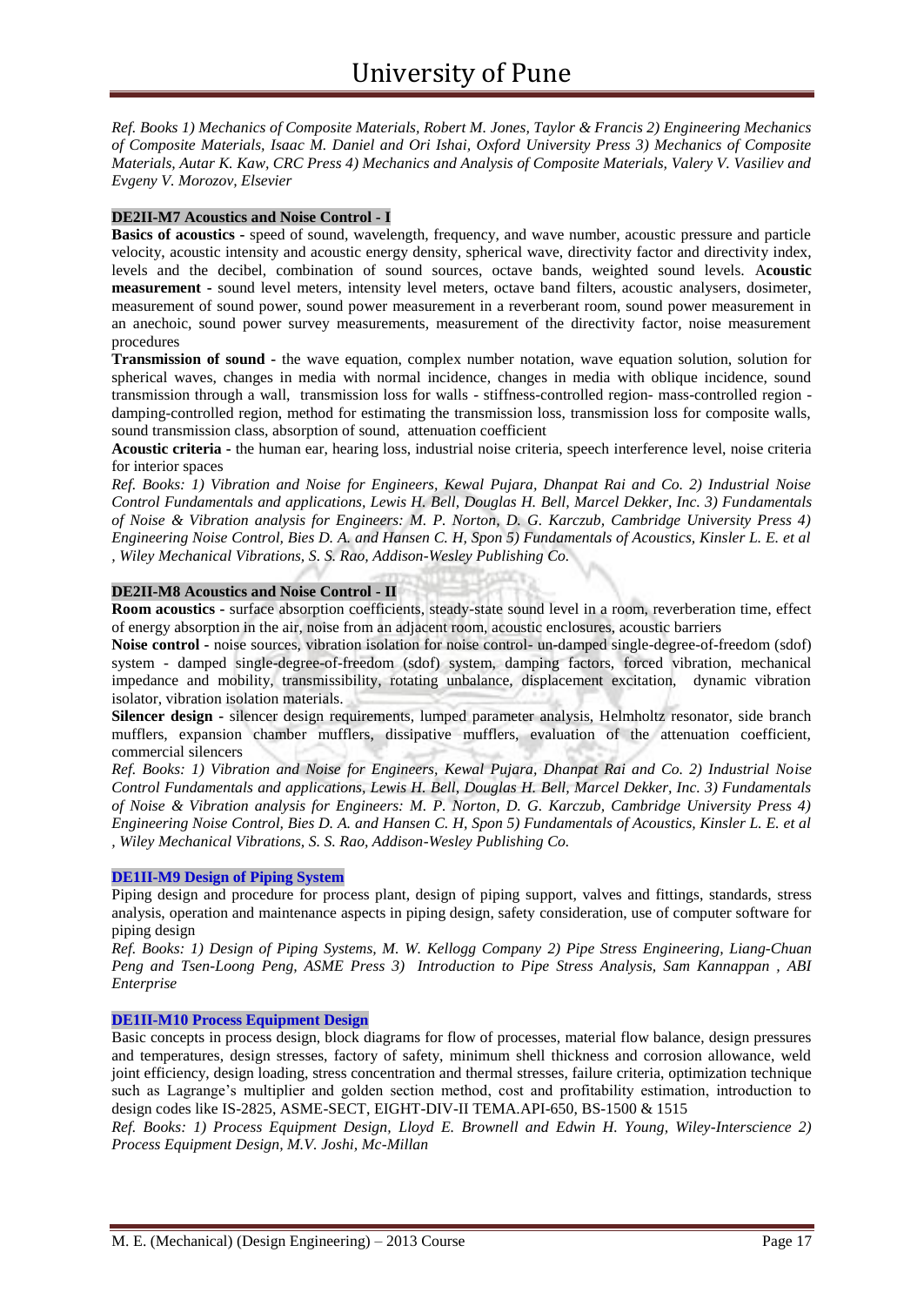*Ref. Books 1) Mechanics of Composite Materials, Robert M. Jones, Taylor & Francis 2) Engineering Mechanics of Composite Materials, Isaac M. Daniel and Ori Ishai, Oxford University Press 3) Mechanics of Composite Materials, Autar K. Kaw, CRC Press 4) Mechanics and Analysis of Composite Materials, Valery V. Vasiliev and Evgeny V. Morozov, Elsevier*

**DE2II-M7 Acoustics and Noise Control - I**

**Basics of acoustics -** speed of sound, wavelength, frequency, and wave number, acoustic pressure and particle velocity, acoustic intensity and acoustic energy density, spherical wave, directivity factor and directivity index, levels and the decibel, combination of sound sources, octave bands, weighted sound levels. A**coustic measurement -** sound level meters, intensity level meters, octave band filters, acoustic analysers, dosimeter, measurement of sound power, sound power measurement in a reverberant room, sound power measurement in an anechoic, sound power survey measurements, measurement of the directivity factor, noise measurement procedures

**Transmission of sound -** the wave equation, complex number notation, wave equation solution, solution for spherical waves, changes in media with normal incidence, changes in media with oblique incidence, sound transmission through a wall, transmission loss for walls - stiffness-controlled region- mass-controlled region - damping-controlled region, method for estimating the transmission loss, transmission loss for composite walls, sound transmission class, absorption of sound, attenuation coefficient

**Acoustic criteria -** the human ear, hearing loss, industrial noise criteria, speech interference level, noise criteria for interior spaces

*Ref. Books: 1) Vibration and Noise for Engineers, Kewal Pujara, Dhanpat Rai and Co. 2) Industrial Noise Control Fundamentals and applications, Lewis H. Bell, Douglas H. Bell, Marcel Dekker, Inc. 3) Fundamentals of Noise & Vibration analysis for Engineers: M. P. Norton, D. G. Karczub, Cambridge University Press 4) Engineering Noise Control, Bies D. A. and Hansen C. H, Spon 5) Fundamentals of Acoustics, Kinsler L. E. et al , Wiley Mechanical Vibrations, S. S. Rao, Addison-Wesley Publishing Co.*

**DE2II-M8 Acoustics and Noise Control - II**

**Room acoustics -** surface absorption coefficients, steady-state sound level in a room, reverberation time, effect of energy absorption in the air, noise from an adjacent room, acoustic enclosures, acoustic barriers

**Noise control -** noise sources, vibration isolation for noise control- un-damped single-degree-of-freedom (sdof) system - damped single-degree-of-freedom (sdof) system, damping factors, forced vibration, mechanical impedance and mobility, transmissibility, rotating unbalance, displacement excitation, dynamic vibration isolator, vibration isolation materials.

**Silencer design -** silencer design requirements, lumped parameter analysis, Helmholtz resonator, side branch mufflers, expansion chamber mufflers, dissipative mufflers, evaluation of the attenuation coefficient, commercial silencers

*Ref. Books: 1) Vibration and Noise for Engineers, Kewal Pujara, Dhanpat Rai and Co. 2) Industrial Noise Control Fundamentals and applications, Lewis H. Bell, Douglas H. Bell, Marcel Dekker, Inc. 3) Fundamentals of Noise & Vibration analysis for Engineers: M. P. Norton, D. G. Karczub, Cambridge University Press 4) Engineering Noise Control, Bies D. A. and Hansen C. H, Spon 5) Fundamentals of Acoustics, Kinsler L. E. et al , Wiley Mechanical Vibrations, S. S. Rao, Addison-Wesley Publishing Co.*

**DE1II-M9 Design of Piping System**

Piping design and procedure for process plant, design of piping support, valves and fittings, standards, stress analysis, operation and maintenance aspects in piping design, safety consideration, use of computer software for piping design

*Ref. Books: 1) Design of Piping Systems, M. W. Kellogg Company 2) Pipe Stress Engineering, Liang-Chuan Peng and Tsen-Loong Peng, ASME Press 3) Introduction to Pipe Stress Analysis, Sam Kannappan , ABI Enterprise*

**DE1II-M10 Process Equipment Design**

Basic concepts in process design, block diagrams for flow of processes, material flow balance, design pressures and temperatures, design stresses, factory of safety, minimum shell thickness and corrosion allowance, weld joint efficiency, design loading, stress concentration and thermal stresses, failure criteria, optimization technique such as Lagrange's multiplier and golden section method, cost and profitability estimation, introduction to design codes like IS-2825, ASME-SECT, EIGHT-DIV-II TEMA.API-650, BS-1500 & 1515

*Ref. Books: 1) Process Equipment Design, Lloyd E. Brownell and Edwin H. Young, Wiley-Interscience 2) Process Equipment Design, M.V. Joshi, Mc-Millan*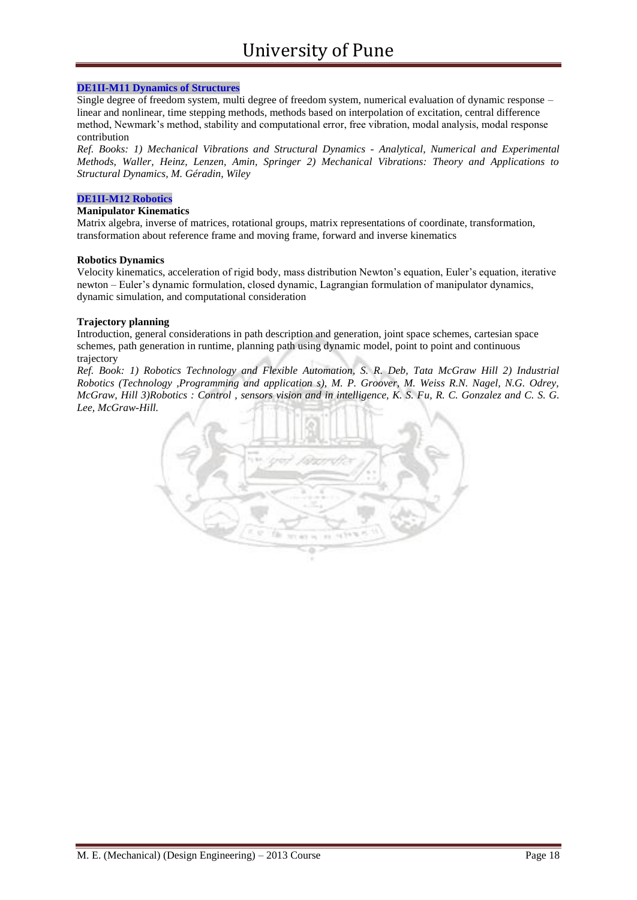**DE1II-M11 Dynamics of Structures**

Single degree of freedom system, multi degree of freedom system, numerical evaluation of dynamic response – linear and nonlinear, time stepping methods, methods based on interpolation of excitation, central difference method, Newmark's method, stability and computational error, free vibration, modal analysis, modal response contribution

*Ref. Books: 1) Mechanical Vibrations and Structural Dynamics - Analytical, Numerical and Experimental Methods, Waller, Heinz, Lenzen, Amin, Springer 2) Mechanical Vibrations: Theory and Applications to Structural Dynamics, M. Géradin, Wiley*

**DE1II-M12 Robotics**

**Manipulator Kinematics**

Matrix algebra, inverse of matrices, rotational groups, matrix representations of coordinate, transformation, transformation about reference frame and moving frame, forward and inverse kinematics

**Robotics Dynamics**

Velocity kinematics, acceleration of rigid body, mass distribution Newton's equation, Euler's equation, iterative newton – Euler's dynamic formulation, closed dynamic, Lagrangian formulation of manipulator dynamics, dynamic simulation, and computational consideration

**Trajectory planning**

Introduction, general considerations in path description and generation, joint space schemes, cartesian space schemes, path generation in runtime, planning path using dynamic model, point to point and continuous trajectory

*Ref. Book: 1) Robotics Technology and Flexible Automation, S. R. Deb, Tata McGraw Hill 2) Industrial Robotics (Technology ,Programming and application s), M. P. Groover, M. Weiss R.N. Nagel, N.G. Odrey, McGraw, Hill 3)Robotics : Control , sensors vision and in intelligence, K. S. Fu, R. C. Gonzalez and C. S. G. Lee, McGraw-Hill.*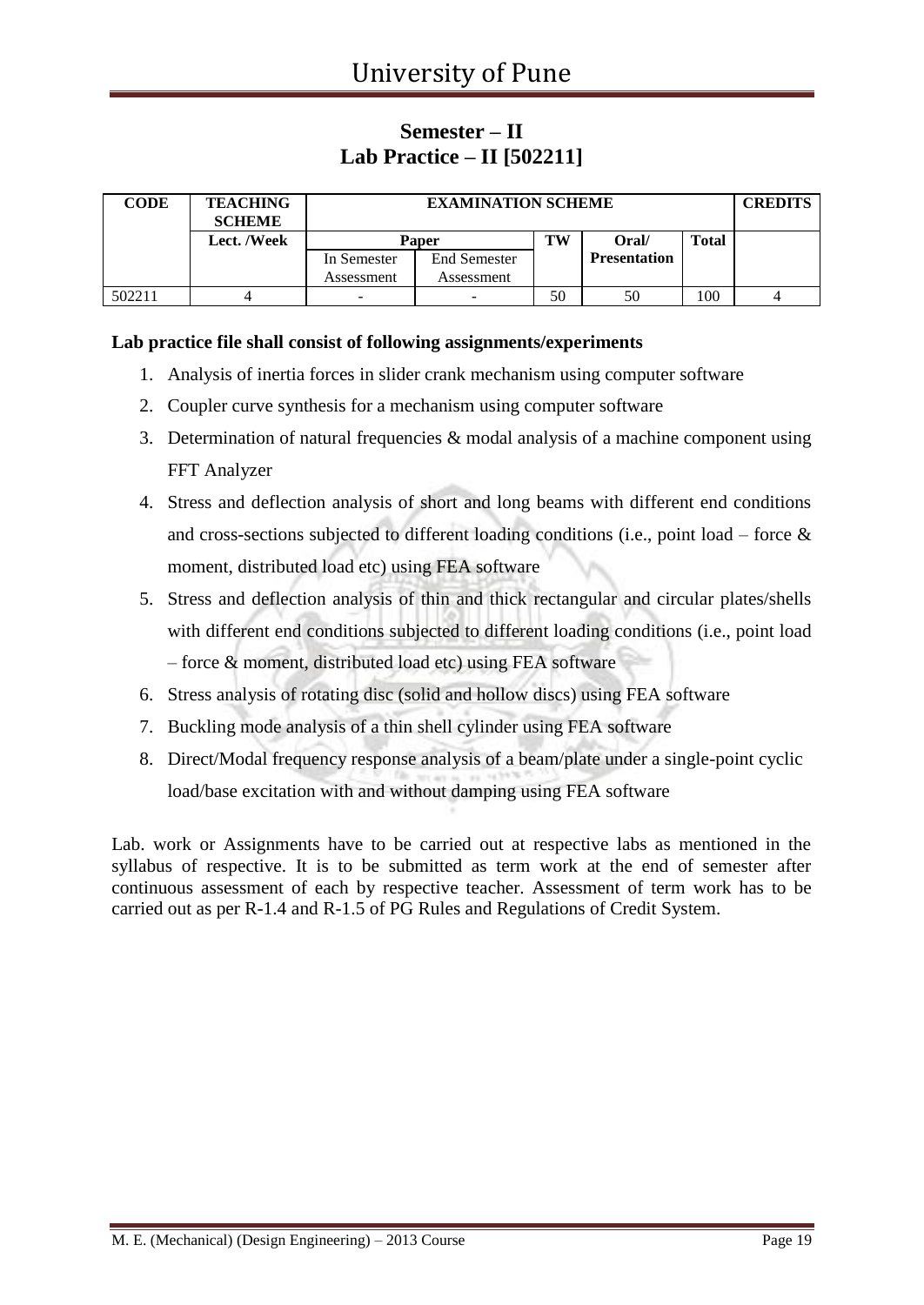## Semester – II

## Lab Practice – II [502211]

| CODE | TEACHING SCHEME | EXAMINATION SCHEME | | | | | CREDITS |
|---|---|---|---|---|---|---|---|
| | Lect. /Week | Paper | | TW | Oral/ Presentation | Total | |
| | | In Semester Assessment | End Semester Assessment | | | | |
| 502211 | 4 | - | - | 50 | 50 | 100 | 4 |

**Lab practice file shall consist of following assignments/experiments**

1. Analysis of inertia forces in slider crank mechanism using computer software
2. Coupler curve synthesis for a mechanism using computer software
3. Determination of natural frequencies & modal analysis of a machine component using FFT Analyzer
4. Stress and deflection analysis of short and long beams with different end conditions and cross-sections subjected to different loading conditions (i.e., point load – force & moment, distributed load etc) using FEA software
5. Stress and deflection analysis of thin and thick rectangular and circular plates/shells with different end conditions subjected to different loading conditions (i.e., point load – force & moment, distributed load etc) using FEA software
6. Stress analysis of rotating disc (solid and hollow discs) using FEA software
7. Buckling mode analysis of a thin shell cylinder using FEA software
8. Direct/Modal frequency response analysis of a beam/plate under a single-point cyclic load/base excitation with and without damping using FEA software

Lab. work or Assignments have to be carried out at respective labs as mentioned in the syllabus of respective. It is to be submitted as term work at the end of semester after continuous assessment of each by respective teacher. Assessment of term work has to be carried out as per R-1.4 and R-1.5 of PG Rules and Regulations of Credit System.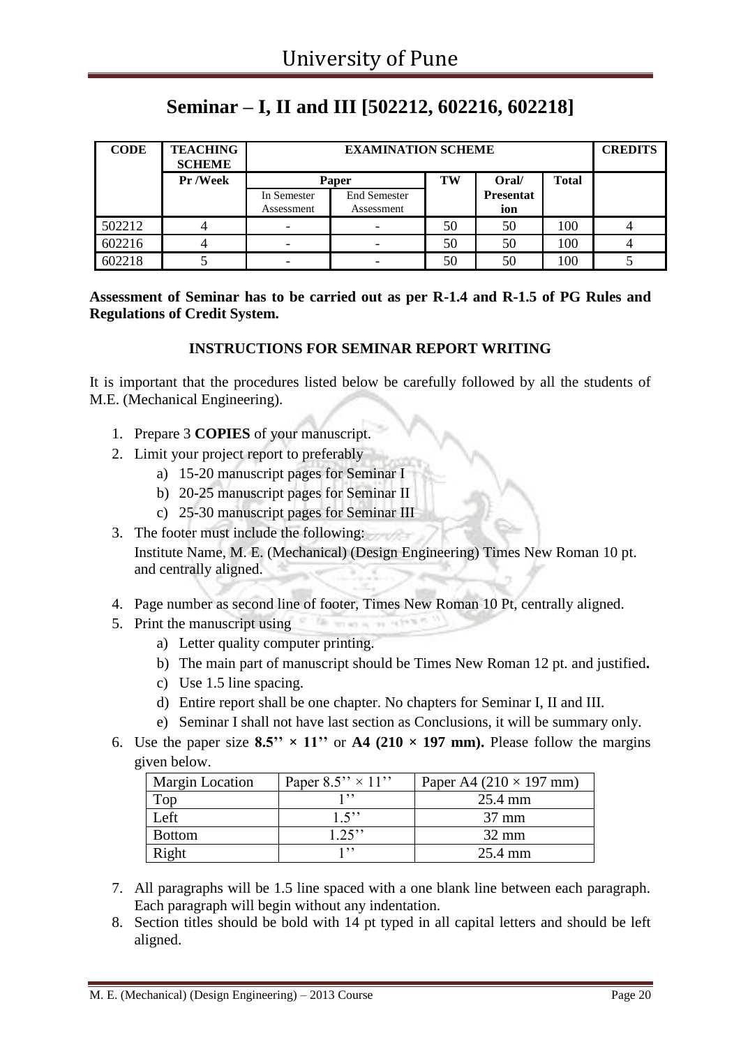# Seminar – I, II and III [502212, 602216, 602218]

| CODE | TEACHING SCHEME | EXAMINATION SCHEME | | | | | CREDITS |
|---|---|---|---|---|---|---|---|
| | Pr /Week | Paper | | TW | Oral/ Presentation | Total | |
| | | In Semester Assessment | End Semester Assessment | | | | |
| 502212 | 4 | - | - | 50 | 50 | 100 | 4 |
| 602216 | 4 | - | - | 50 | 50 | 100 | 4 |
| 602218 | 5 | - | - | 50 | 50 | 100 | 5 |

**Assessment of Seminar has to be carried out as per R-1.4 and R-1.5 of PG Rules and Regulations of Credit System.**

**INSTRUCTIONS FOR SEMINAR REPORT WRITING**

It is important that the procedures listed below be carefully followed by all the students of M.E. (Mechanical Engineering).

1. Prepare 3 **COPIES** of your manuscript.
2. Limit your project report to preferably
   a) 15-20 manuscript pages for Seminar I
   b) 20-25 manuscript pages for Seminar II
   c) 25-30 manuscript pages for Seminar III
3. The footer must include the following:
   Institute Name, M. E. (Mechanical) (Design Engineering) Times New Roman 10 pt. and centrally aligned.
4. Page number as second line of footer, Times New Roman 10 Pt, centrally aligned.
5. Print the manuscript using
   a) Letter quality computer printing.
   b) The main part of manuscript should be Times New Roman 12 pt. and justified**.**
   c) Use 1.5 line spacing.
   d) Entire report shall be one chapter. No chapters for Seminar I, II and III.
   e) Seminar I shall not have last section as Conclusions, it will be summary only.
6. Use the paper size **8.5'' × 11''** or **A4 (210 × 197 mm).** Please follow the margins given below.

| Margin Location | Paper 8.5'' × 11'' | Paper A4 (210 × 197 mm) |
|---|---|---|
| Top | 1'' | 25.4 mm |
| Left | 1.5'' | 37 mm |
| Bottom | 1.25'' | 32 mm |
| Right | 1'' | 25.4 mm |

7. All paragraphs will be 1.5 line spaced with a one blank line between each paragraph. Each paragraph will begin without any indentation.
8. Section titles should be bold with 14 pt typed in all capital letters and should be left aligned.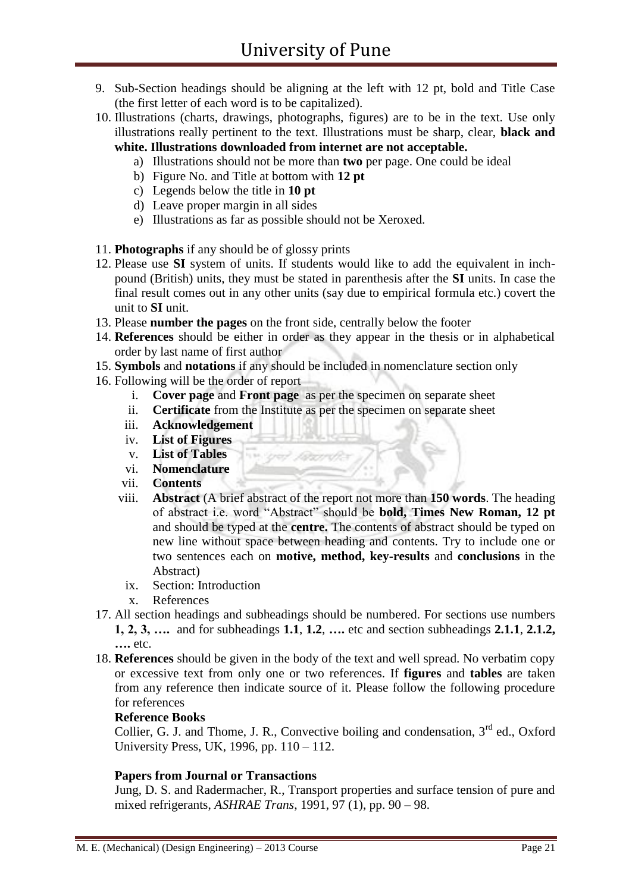9. Sub-Section headings should be aligning at the left with 12 pt, bold and Title Case (the first letter of each word is to be capitalized).
10. Illustrations (charts, drawings, photographs, figures) are to be in the text. Use only illustrations really pertinent to the text. Illustrations must be sharp, clear, **black and white. Illustrations downloaded from internet are not acceptable.**
    a) Illustrations should not be more than **two** per page. One could be ideal
    b) Figure No. and Title at bottom with **12 pt**
    c) Legends below the title in **10 pt**
    d) Leave proper margin in all sides
    e) Illustrations as far as possible should not be Xeroxed.
11. **Photographs** if any should be of glossy prints
12. Please use **SI** system of units. If students would like to add the equivalent in inch-pound (British) units, they must be stated in parenthesis after the **SI** units. In case the final result comes out in any other units (say due to empirical formula etc.) covert the unit to **SI** unit.
13. Please **number the pages** on the front side, centrally below the footer
14. **References** should be either in order as they appear in the thesis or in alphabetical order by last name of first author
15. **Symbols** and **notations** if any should be included in nomenclature section only
16. Following will be the order of report
    i. **Cover page** and **Front page** as per the specimen on separate sheet
    ii. **Certificate** from the Institute as per the specimen on separate sheet
    iii. **Acknowledgement**
    iv. **List of Figures**
    v. **List of Tables**
    vi. **Nomenclature**
    vii. **Contents**
    viii. **Abstract** (A brief abstract of the report not more than **150 words**. The heading of abstract i.e. word "Abstract" should be **bold, Times New Roman, 12 pt** and should be typed at the **centre.** The contents of abstract should be typed on new line without space between heading and contents. Try to include one or two sentences each on **motive, method, key-results** and **conclusions** in the Abstract)
    ix. Section: Introduction
    x. References
17. All section headings and subheadings should be numbered. For sections use numbers **1, 2, 3, ….** and for subheadings **1.1**, **1.2**, **….** etc and section subheadings **2.1.1**, **2.1.2, ….** etc.
18. **References** should be given in the body of the text and well spread. No verbatim copy or excessive text from only one or two references. If **figures** and **tables** are taken from any reference then indicate source of it. Please follow the following procedure for references

    **Reference Books**

    Collier, G. J. and Thome, J. R., Convective boiling and condensation, 3rd ed., Oxford University Press, UK, 1996, pp. 110 – 112.

    **Papers from Journal or Transactions**

    Jung, D. S. and Radermacher, R., Transport properties and surface tension of pure and mixed refrigerants, *ASHRAE Trans*, 1991, 97 (1), pp. 90 – 98.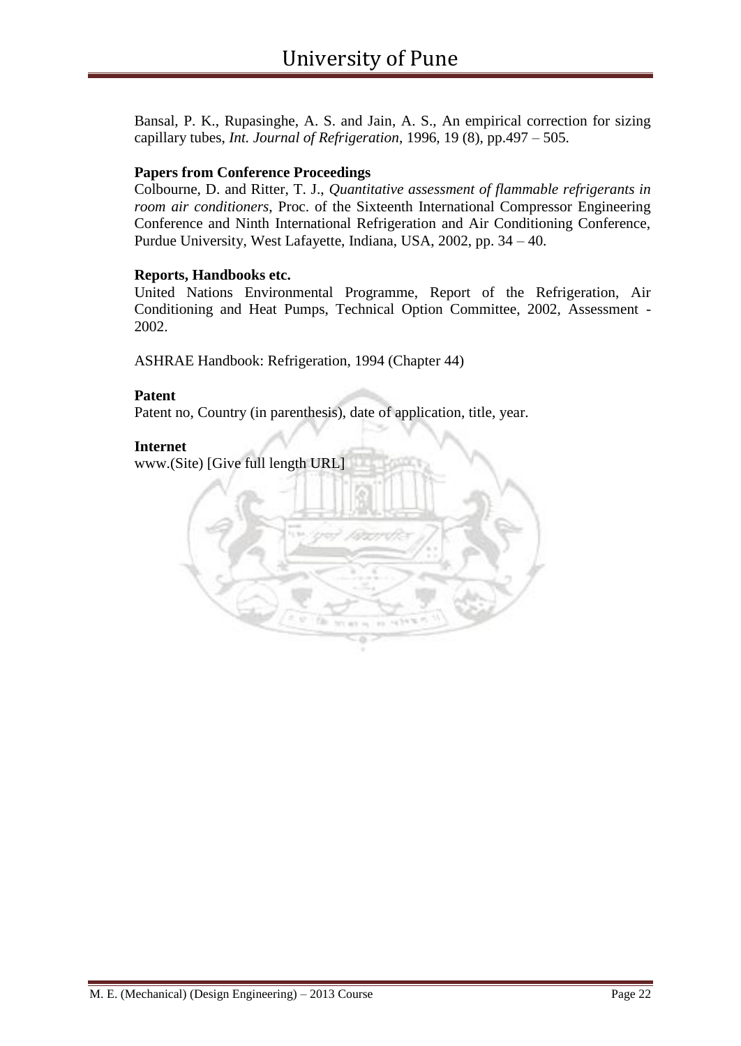Bansal, P. K., Rupasinghe, A. S. and Jain, A. S., An empirical correction for sizing capillary tubes, *Int. Journal of Refrigeration*, 1996, 19 (8), pp.497 – 505.

**Papers from Conference Proceedings**

Colbourne, D. and Ritter, T. J., *Quantitative assessment of flammable refrigerants in room air conditioners*, Proc. of the Sixteenth International Compressor Engineering Conference and Ninth International Refrigeration and Air Conditioning Conference, Purdue University, West Lafayette, Indiana, USA, 2002, pp. 34 – 40.

**Reports, Handbooks etc.**

United Nations Environmental Programme, Report of the Refrigeration, Air Conditioning and Heat Pumps, Technical Option Committee, 2002, Assessment - 2002.

ASHRAE Handbook: Refrigeration, 1994 (Chapter 44)

**Patent**

Patent no, Country (in parenthesis), date of application, title, year.

**Internet**

www.(Site) [Give full length URL]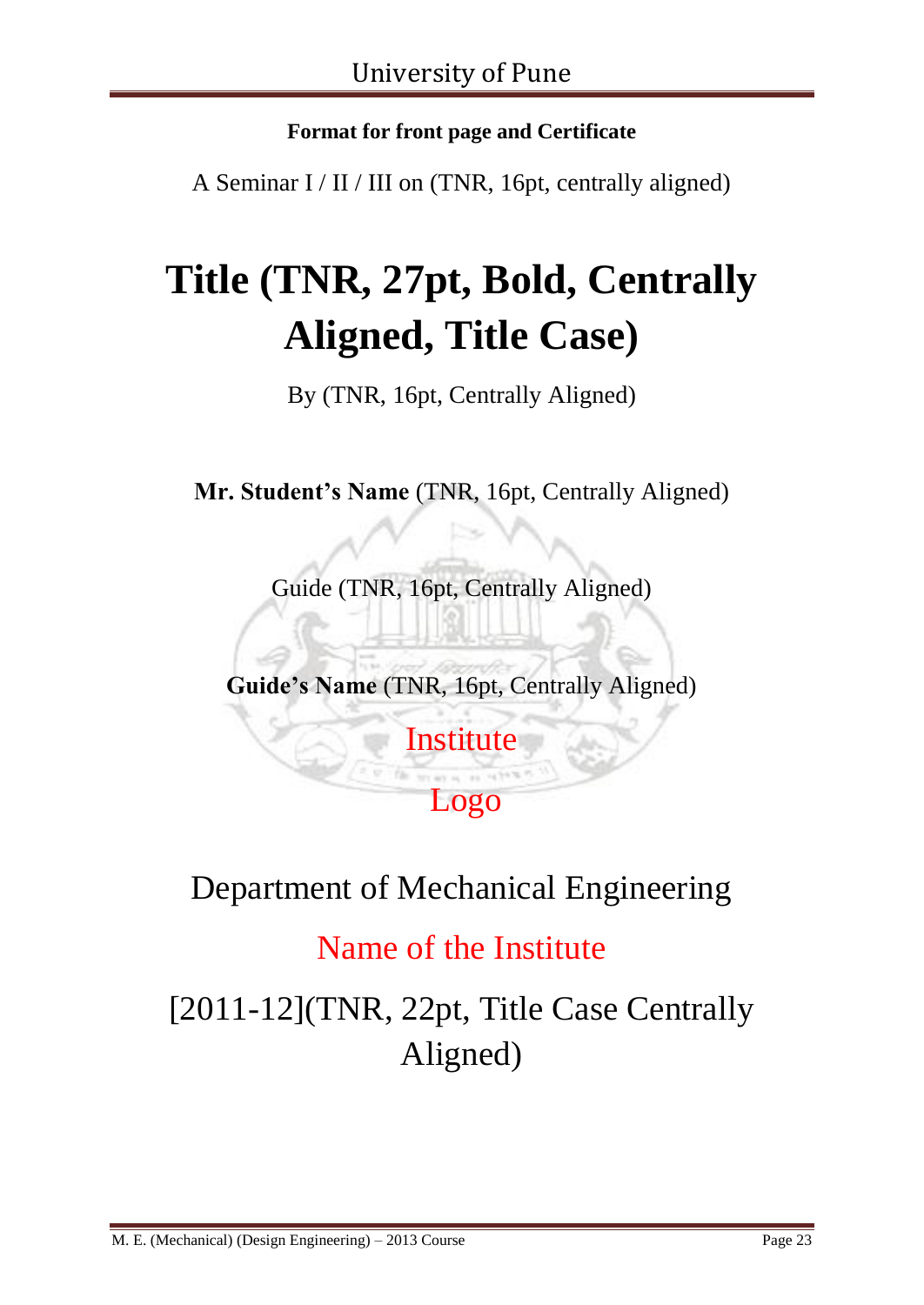**Format for front page and Certificate**

A Seminar I / II / III on (TNR, 16pt, centrally aligned)

# Title (TNR, 27pt, Bold, Centrally Aligned, Title Case)

By (TNR, 16pt, Centrally Aligned)

**Mr. Student's Name** (TNR, 16pt, Centrally Aligned)

Guide (TNR, 16pt, Centrally Aligned)

**Guide's Name** (TNR, 16pt, Centrally Aligned)

Institute

Logo

Department of Mechanical Engineering

Name of the Institute

[2011-12](TNR, 22pt, Title Case Centrally Aligned)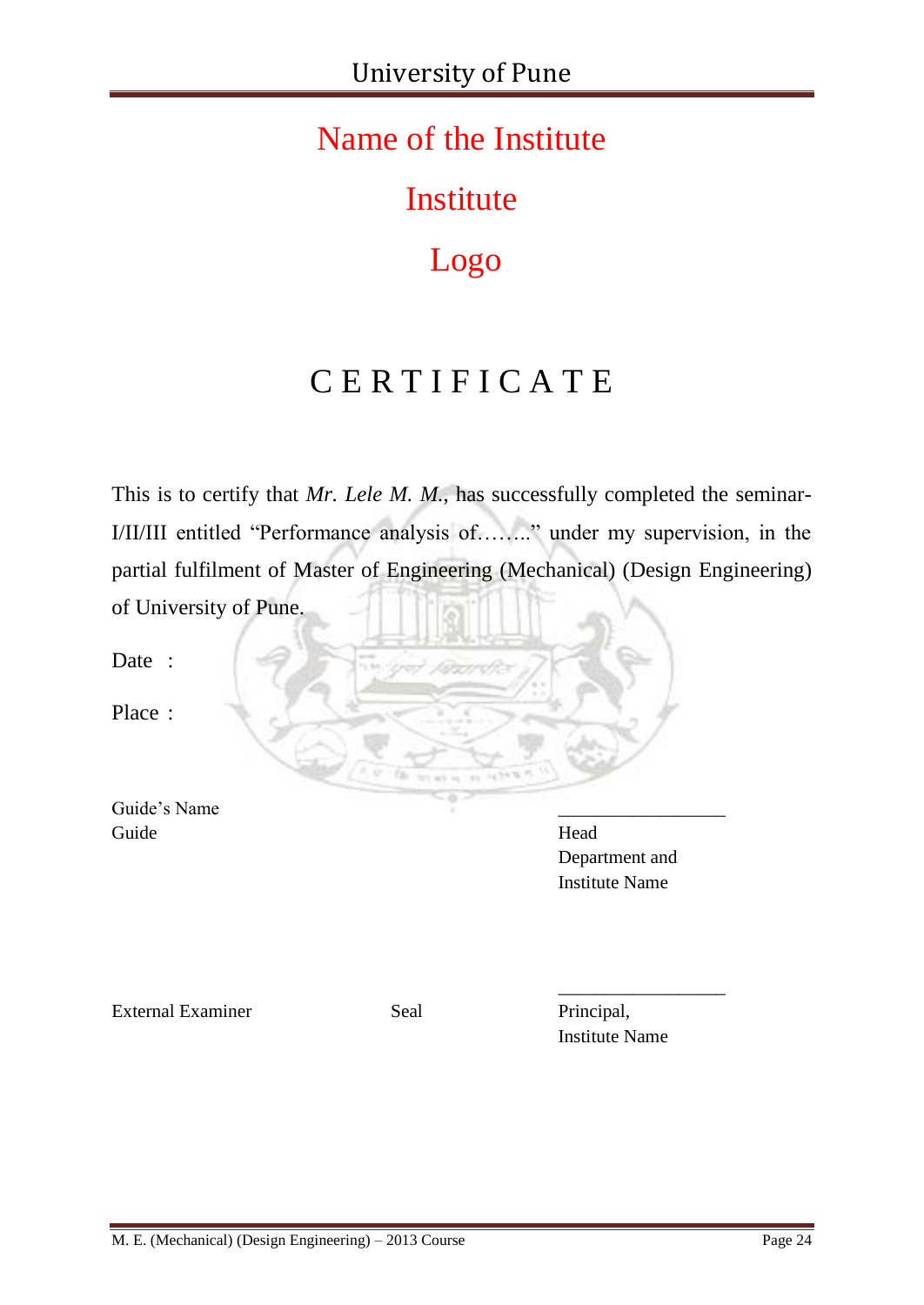Name of the Institute

Institute

Logo

# C E R T I F I C A T E

This is to certify that *Mr. Lele M. M.*, has successfully completed the seminar-I/II/III entitled "Performance analysis of……." under my supervision, in the partial fulfilment of Master of Engineering (Mechanical) (Design Engineering) of University of Pune.

Date :

Place :

Guide's Name
Guide

\_\_\_\_\_\_\_\_\_\_\_\_\_\_\_\_\_\_
Head
Department and
Institute Name

External Examiner

Seal

\_\_\_\_\_\_\_\_\_\_\_\_\_\_\_\_\_\_
Principal,
Institute Name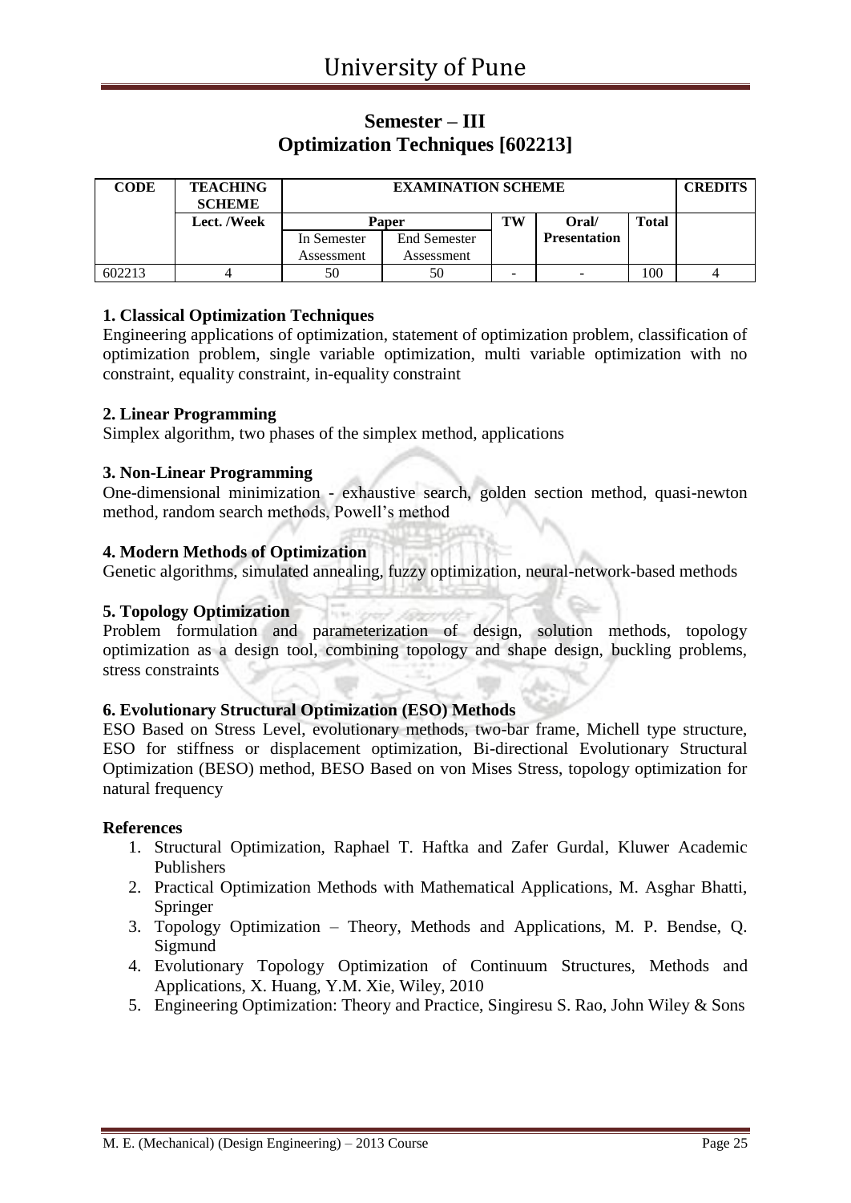## Semester – III
## Optimization Techniques [602213]

| CODE | TEACHING SCHEME | EXAMINATION SCHEME | | | | | CREDITS |
|---|---|---|---|---|---|---|---|
| | Lect. /Week | Paper | | TW | Oral/ Presentation | Total | |
| | | In Semester Assessment | End Semester Assessment | | | | |
| 602213 | 4 | 50 | 50 | - | - | 100 | 4 |

### 1. Classical Optimization Techniques

Engineering applications of optimization, statement of optimization problem, classification of optimization problem, single variable optimization, multi variable optimization with no constraint, equality constraint, in-equality constraint

### 2. Linear Programming

Simplex algorithm, two phases of the simplex method, applications

### 3. Non-Linear Programming

One-dimensional minimization - exhaustive search, golden section method, quasi-newton method, random search methods, Powell's method

### 4. Modern Methods of Optimization

Genetic algorithms, simulated annealing, fuzzy optimization, neural-network-based methods

### 5. Topology Optimization

Problem formulation and parameterization of design, solution methods, topology optimization as a design tool, combining topology and shape design, buckling problems, stress constraints

### 6. Evolutionary Structural Optimization (ESO) Methods

ESO Based on Stress Level, evolutionary methods, two-bar frame, Michell type structure, ESO for stiffness or displacement optimization, Bi-directional Evolutionary Structural Optimization (BESO) method, BESO Based on von Mises Stress, topology optimization for natural frequency

### References

1. Structural Optimization, Raphael T. Haftka and Zafer Gurdal, Kluwer Academic Publishers
2. Practical Optimization Methods with Mathematical Applications, M. Asghar Bhatti, Springer
3. Topology Optimization – Theory, Methods and Applications, M. P. Bendse, Q. Sigmund
4. Evolutionary Topology Optimization of Continuum Structures, Methods and Applications, X. Huang, Y.M. Xie, Wiley, 2010
5. Engineering Optimization: Theory and Practice, Singiresu S. Rao, John Wiley & Sons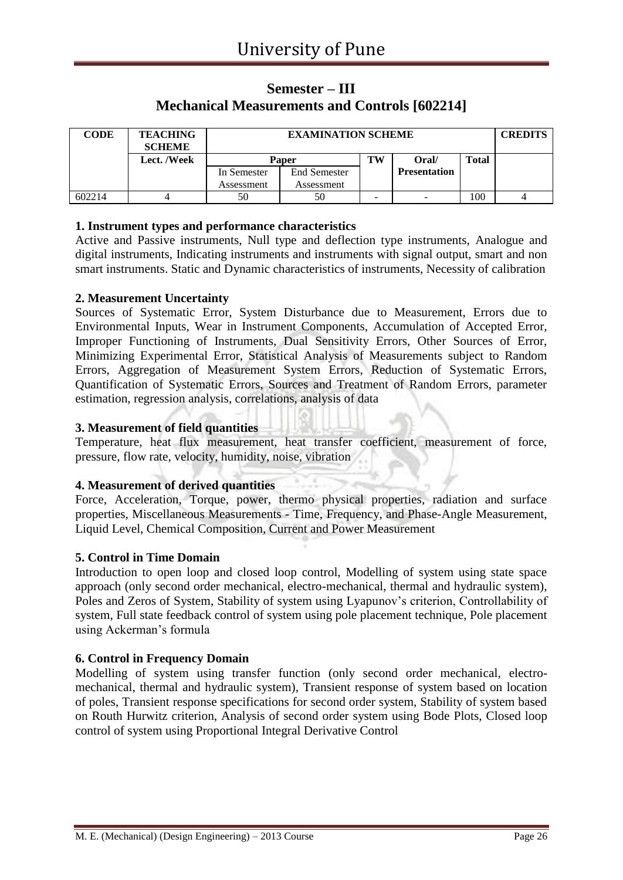# University of Pune

## Semester – III
## Mechanical Measurements and Controls [602214]

| CODE | TEACHING SCHEME | EXAMINATION SCHEME | | | | | CREDITS |
|---|---|---|---|---|---|---|---|
| | Lect. /Week | Paper | | TW | Oral/ Presentation | Total | |
| | | In Semester Assessment | End Semester Assessment | | | | |
| 602214 | 4 | 50 | 50 | - | - | 100 | 4 |

**1. Instrument types and performance characteristics**

Active and Passive instruments, Null type and deflection type instruments, Analogue and digital instruments, Indicating instruments and instruments with signal output, smart and non smart instruments. Static and Dynamic characteristics of instruments, Necessity of calibration

**2. Measurement Uncertainty**

Sources of Systematic Error, System Disturbance due to Measurement, Errors due to Environmental Inputs, Wear in Instrument Components, Accumulation of Accepted Error, Improper Functioning of Instruments, Dual Sensitivity Errors, Other Sources of Error, Minimizing Experimental Error, Statistical Analysis of Measurements subject to Random Errors, Aggregation of Measurement System Errors, Reduction of Systematic Errors, Quantification of Systematic Errors, Sources and Treatment of Random Errors, parameter estimation, regression analysis, correlations, analysis of data

**3. Measurement of field quantities**

Temperature, heat flux measurement, heat transfer coefficient, measurement of force, pressure, flow rate, velocity, humidity, noise, vibration

**4. Measurement of derived quantities**

Force, Acceleration, Torque, power, thermo physical properties, radiation and surface properties, Miscellaneous Measurements - Time, Frequency, and Phase-Angle Measurement, Liquid Level, Chemical Composition, Current and Power Measurement

**5. Control in Time Domain**

Introduction to open loop and closed loop control, Modelling of system using state space approach (only second order mechanical, electro-mechanical, thermal and hydraulic system), Poles and Zeros of System, Stability of system using Lyapunov's criterion, Controllability of system, Full state feedback control of system using pole placement technique, Pole placement using Ackerman's formula

**6. Control in Frequency Domain**

Modelling of system using transfer function (only second order mechanical, electro-mechanical, thermal and hydraulic system), Transient response of system based on location of poles, Transient response specifications for second order system, Stability of system based on Routh Hurwitz criterion, Analysis of second order system using Bode Plots, Closed loop control of system using Proportional Integral Derivative Control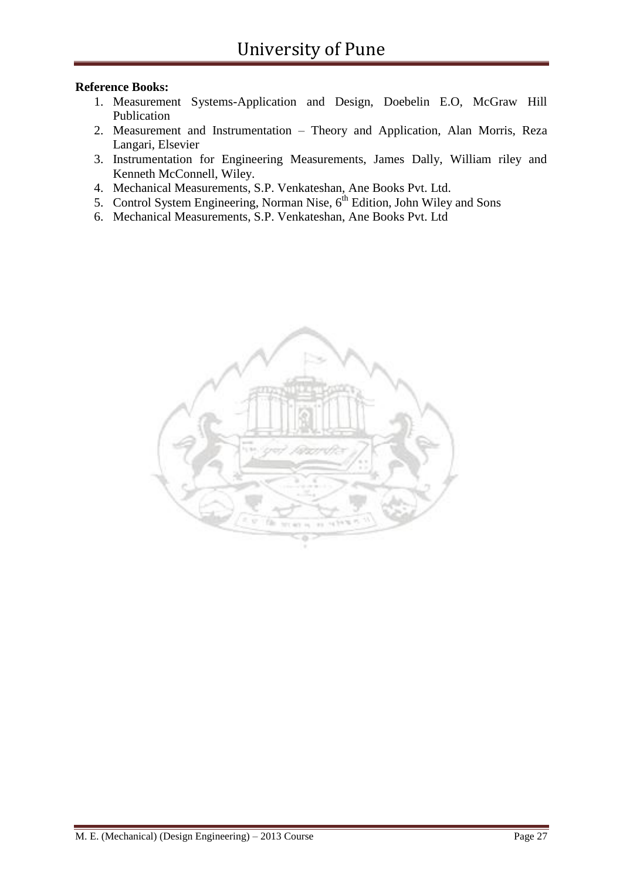**Reference Books:**

1. Measurement Systems-Application and Design, Doebelin E.O, McGraw Hill Publication
2. Measurement and Instrumentation – Theory and Application, Alan Morris, Reza Langari, Elsevier
3. Instrumentation for Engineering Measurements, James Dally, William riley and Kenneth McConnell, Wiley.
4. Mechanical Measurements, S.P. Venkateshan, Ane Books Pvt. Ltd.
5. Control System Engineering, Norman Nise, 6th Edition, John Wiley and Sons
6. Mechanical Measurements, S.P. Venkateshan, Ane Books Pvt. Ltd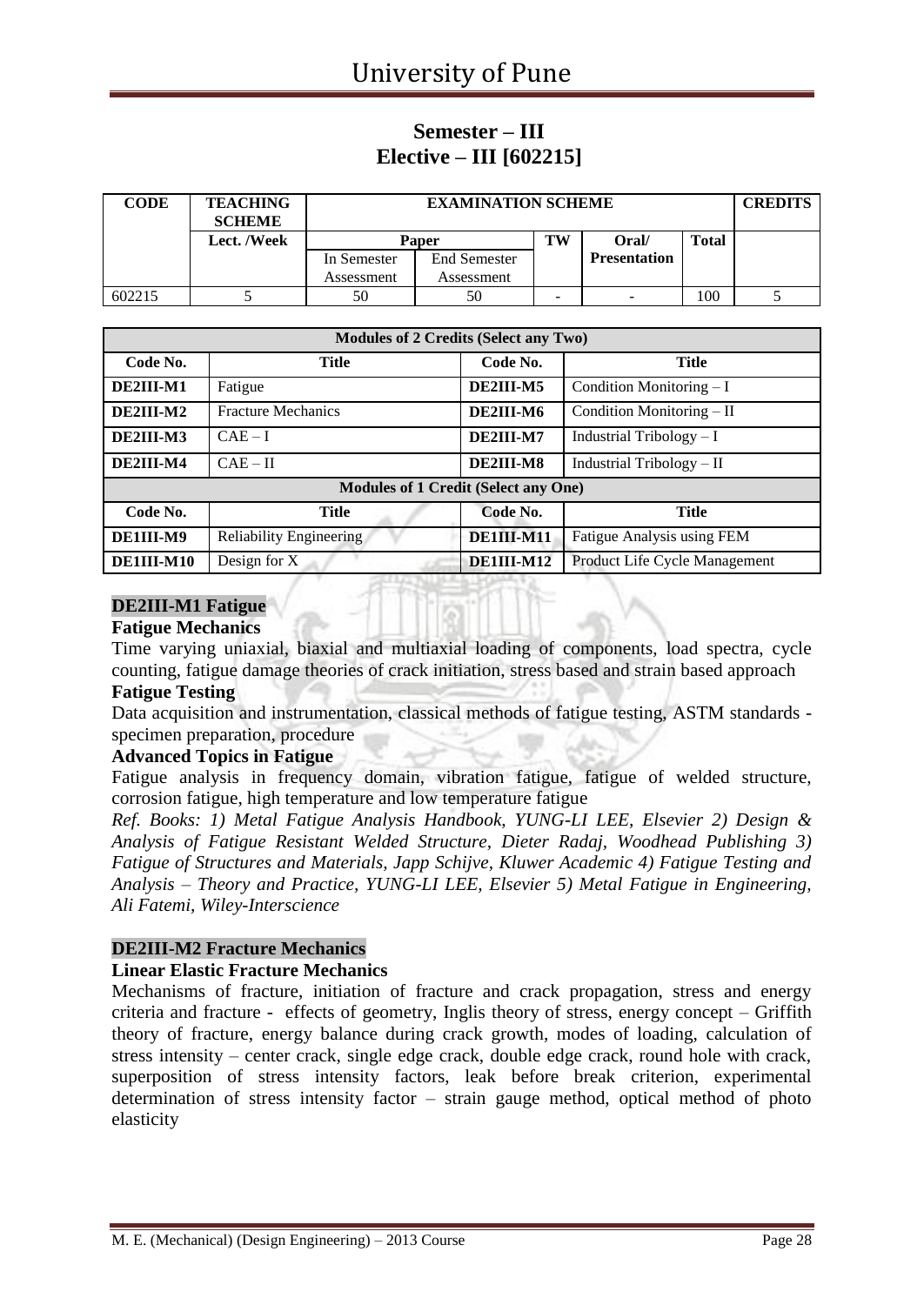## Semester – III
## Elective – III [602215]

| CODE | TEACHING SCHEME | EXAMINATION SCHEME | | | | | CREDITS |
|---|---|---|---|---|---|---|---|
| | Lect. /Week | Paper | | TW | Oral/ Presentation | Total | |
| | | In Semester Assessment | End Semester Assessment | | | | |
| 602215 | 5 | 50 | 50 | - | - | 100 | 5 |

| Modules of 2 Credits (Select any Two) | | | |
|---|---|---|---|
| **Code No.** | **Title** | **Code No.** | **Title** |
| **DE2III-M1** | Fatigue | **DE2III-M5** | Condition Monitoring – I |
| **DE2III-M2** | Fracture Mechanics | **DE2III-M6** | Condition Monitoring – II |
| **DE2III-M3** | CAE – I | **DE2III-M7** | Industrial Tribology – I |
| **DE2III-M4** | CAE – II | **DE2III-M8** | Industrial Tribology – II |
| **Modules of 1 Credit (Select any One)** | | | |
| **Code No.** | **Title** | **Code No.** | **Title** |
| **DE1III-M9** | Reliability Engineering | **DE1III-M11** | Fatigue Analysis using FEM |
| **DE1III-M10** | Design for X | **DE1III-M12** | Product Life Cycle Management |

### DE2III-M1 Fatigue

**Fatigue Mechanics**

Time varying uniaxial, biaxial and multiaxial loading of components, load spectra, cycle counting, fatigue damage theories of crack initiation, stress based and strain based approach

**Fatigue Testing**

Data acquisition and instrumentation, classical methods of fatigue testing, ASTM standards - specimen preparation, procedure

**Advanced Topics in Fatigue**

Fatigue analysis in frequency domain, vibration fatigue, fatigue of welded structure, corrosion fatigue, high temperature and low temperature fatigue

*Ref. Books: 1) Metal Fatigue Analysis Handbook, YUNG-LI LEE, Elsevier 2) Design & Analysis of Fatigue Resistant Welded Structure, Dieter Radaj, Woodhead Publishing 3) Fatigue of Structures and Materials, Japp Schijve, Kluwer Academic 4) Fatigue Testing and Analysis – Theory and Practice, YUNG-LI LEE, Elsevier 5) Metal Fatigue in Engineering, Ali Fatemi, Wiley-Interscience*

### DE2III-M2 Fracture Mechanics

**Linear Elastic Fracture Mechanics**

Mechanisms of fracture, initiation of fracture and crack propagation, stress and energy criteria and fracture - effects of geometry, Inglis theory of stress, energy concept – Griffith theory of fracture, energy balance during crack growth, modes of loading, calculation of stress intensity – center crack, single edge crack, double edge crack, round hole with crack, superposition of stress intensity factors, leak before break criterion, experimental determination of stress intensity factor – strain gauge method, optical method of photo elasticity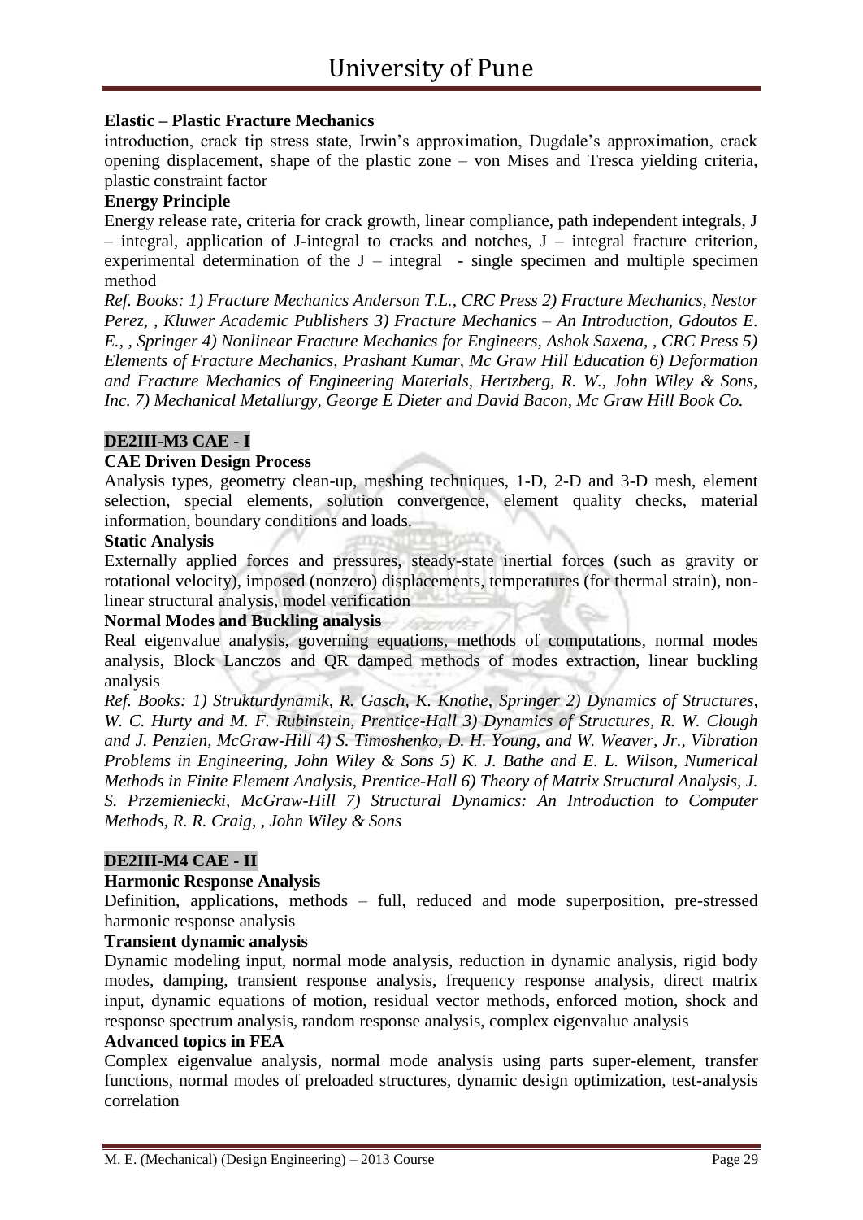**Elastic – Plastic Fracture Mechanics**

introduction, crack tip stress state, Irwin's approximation, Dugdale's approximation, crack opening displacement, shape of the plastic zone – von Mises and Tresca yielding criteria, plastic constraint factor

**Energy Principle**

Energy release rate, criteria for crack growth, linear compliance, path independent integrals, J – integral, application of J-integral to cracks and notches, J – integral fracture criterion, experimental determination of the J – integral - single specimen and multiple specimen method

*Ref. Books: 1) Fracture Mechanics Anderson T.L., CRC Press 2) Fracture Mechanics, Nestor Perez, , Kluwer Academic Publishers 3) Fracture Mechanics – An Introduction, Gdoutos E. E., , Springer 4) Nonlinear Fracture Mechanics for Engineers, Ashok Saxena, , CRC Press 5) Elements of Fracture Mechanics, Prashant Kumar, Mc Graw Hill Education 6) Deformation and Fracture Mechanics of Engineering Materials, Hertzberg, R. W., John Wiley & Sons, Inc. 7) Mechanical Metallurgy, George E Dieter and David Bacon, Mc Graw Hill Book Co.*

## DE2III-M3 CAE - I

**CAE Driven Design Process**

Analysis types, geometry clean-up, meshing techniques, 1-D, 2-D and 3-D mesh, element selection, special elements, solution convergence, element quality checks, material information, boundary conditions and loads.

**Static Analysis**

Externally applied forces and pressures, steady-state inertial forces (such as gravity or rotational velocity), imposed (nonzero) displacements, temperatures (for thermal strain), non-linear structural analysis, model verification

**Normal Modes and Buckling analysis**

Real eigenvalue analysis, governing equations, methods of computations, normal modes analysis, Block Lanczos and QR damped methods of modes extraction, linear buckling analysis

*Ref. Books: 1) Strukturdynamik, R. Gasch, K. Knothe, Springer 2) Dynamics of Structures, W. C. Hurty and M. F. Rubinstein, Prentice-Hall 3) Dynamics of Structures, R. W. Clough and J. Penzien, McGraw-Hill 4) S. Timoshenko, D. H. Young, and W. Weaver, Jr., Vibration Problems in Engineering, John Wiley & Sons 5) K. J. Bathe and E. L. Wilson, Numerical Methods in Finite Element Analysis, Prentice-Hall 6) Theory of Matrix Structural Analysis, J. S. Przemieniecki, McGraw-Hill 7) Structural Dynamics: An Introduction to Computer Methods, R. R. Craig, , John Wiley & Sons*

## DE2III-M4 CAE - II

**Harmonic Response Analysis**

Definition, applications, methods – full, reduced and mode superposition, pre-stressed harmonic response analysis

**Transient dynamic analysis**

Dynamic modeling input, normal mode analysis, reduction in dynamic analysis, rigid body modes, damping, transient response analysis, frequency response analysis, direct matrix input, dynamic equations of motion, residual vector methods, enforced motion, shock and response spectrum analysis, random response analysis, complex eigenvalue analysis

**Advanced topics in FEA**

Complex eigenvalue analysis, normal mode analysis using parts super-element, transfer functions, normal modes of preloaded structures, dynamic design optimization, test-analysis correlation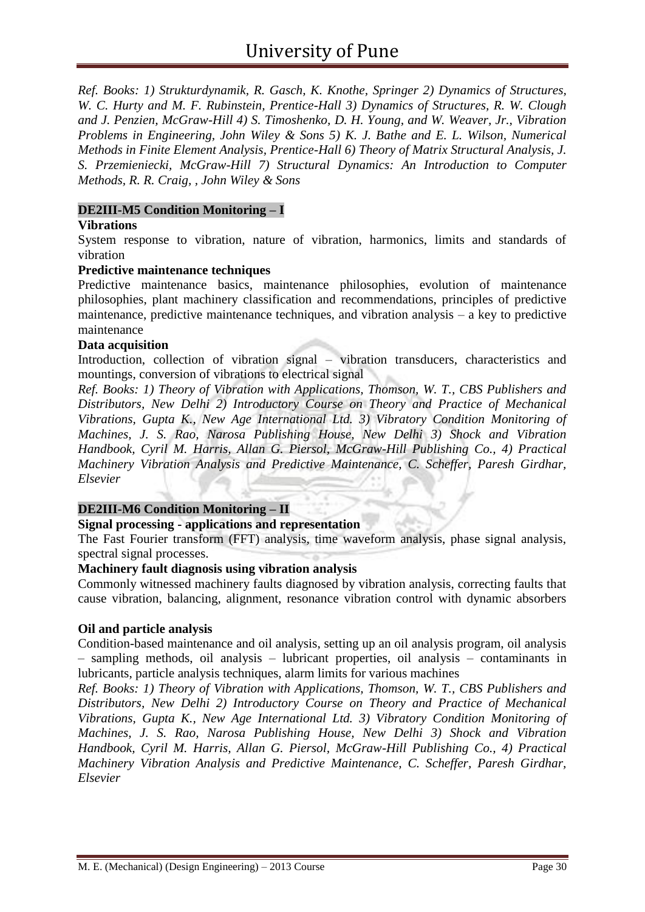*Ref. Books: 1) Strukturdynamik, R. Gasch, K. Knothe, Springer 2) Dynamics of Structures, W. C. Hurty and M. F. Rubinstein, Prentice-Hall 3) Dynamics of Structures, R. W. Clough and J. Penzien, McGraw-Hill 4) S. Timoshenko, D. H. Young, and W. Weaver, Jr., Vibration Problems in Engineering, John Wiley & Sons 5) K. J. Bathe and E. L. Wilson, Numerical Methods in Finite Element Analysis, Prentice-Hall 6) Theory of Matrix Structural Analysis, J. S. Przemieniecki, McGraw-Hill 7) Structural Dynamics: An Introduction to Computer Methods, R. R. Craig, , John Wiley & Sons*

## DE2III-M5 Condition Monitoring – I

**Vibrations**

System response to vibration, nature of vibration, harmonics, limits and standards of vibration

**Predictive maintenance techniques**

Predictive maintenance basics, maintenance philosophies, evolution of maintenance philosophies, plant machinery classification and recommendations, principles of predictive maintenance, predictive maintenance techniques, and vibration analysis – a key to predictive maintenance

**Data acquisition**

Introduction, collection of vibration signal – vibration transducers, characteristics and mountings, conversion of vibrations to electrical signal

*Ref. Books: 1) Theory of Vibration with Applications, Thomson, W. T., CBS Publishers and Distributors, New Delhi 2) Introductory Course on Theory and Practice of Mechanical Vibrations, Gupta K., New Age International Ltd. 3) Vibratory Condition Monitoring of Machines, J. S. Rao, Narosa Publishing House, New Delhi 3) Shock and Vibration Handbook, Cyril M. Harris, Allan G. Piersol, McGraw-Hill Publishing Co., 4) Practical Machinery Vibration Analysis and Predictive Maintenance, C. Scheffer, Paresh Girdhar, Elsevier*

## DE2III-M6 Condition Monitoring – II

**Signal processing - applications and representation**

The Fast Fourier transform (FFT) analysis, time waveform analysis, phase signal analysis, spectral signal processes.

**Machinery fault diagnosis using vibration analysis**

Commonly witnessed machinery faults diagnosed by vibration analysis, correcting faults that cause vibration, balancing, alignment, resonance vibration control with dynamic absorbers

**Oil and particle analysis**

Condition-based maintenance and oil analysis, setting up an oil analysis program, oil analysis – sampling methods, oil analysis – lubricant properties, oil analysis – contaminants in lubricants, particle analysis techniques, alarm limits for various machines

*Ref. Books: 1) Theory of Vibration with Applications, Thomson, W. T., CBS Publishers and Distributors, New Delhi 2) Introductory Course on Theory and Practice of Mechanical Vibrations, Gupta K., New Age International Ltd. 3) Vibratory Condition Monitoring of Machines, J. S. Rao, Narosa Publishing House, New Delhi 3) Shock and Vibration Handbook, Cyril M. Harris, Allan G. Piersol, McGraw-Hill Publishing Co., 4) Practical Machinery Vibration Analysis and Predictive Maintenance, C. Scheffer, Paresh Girdhar, Elsevier*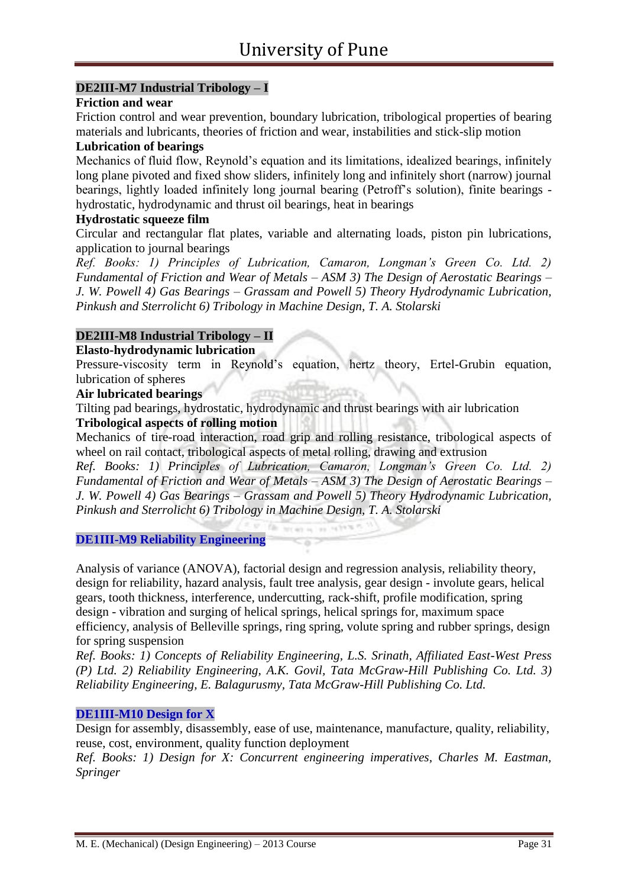### DE2III-M7 Industrial Tribology – I

**Friction and wear**

Friction control and wear prevention, boundary lubrication, tribological properties of bearing materials and lubricants, theories of friction and wear, instabilities and stick-slip motion

**Lubrication of bearings**

Mechanics of fluid flow, Reynold's equation and its limitations, idealized bearings, infinitely long plane pivoted and fixed show sliders, infinitely long and infinitely short (narrow) journal bearings, lightly loaded infinitely long journal bearing (Petroff's solution), finite bearings - hydrostatic, hydrodynamic and thrust oil bearings, heat in bearings

**Hydrostatic squeeze film**

Circular and rectangular flat plates, variable and alternating loads, piston pin lubrications, application to journal bearings

*Ref. Books: 1) Principles of Lubrication, Camaron, Longman's Green Co. Ltd. 2) Fundamental of Friction and Wear of Metals – ASM 3) The Design of Aerostatic Bearings – J. W. Powell 4) Gas Bearings – Grassam and Powell 5) Theory Hydrodynamic Lubrication, Pinkush and Sterrolicht 6) Tribology in Machine Design, T. A. Stolarski*

### DE2III-M8 Industrial Tribology – II

**Elasto-hydrodynamic lubrication**

Pressure-viscosity term in Reynold's equation, hertz theory, Ertel-Grubin equation, lubrication of spheres

**Air lubricated bearings**

Tilting pad bearings, hydrostatic, hydrodynamic and thrust bearings with air lubrication

**Tribological aspects of rolling motion**

Mechanics of tire-road interaction, road grip and rolling resistance, tribological aspects of wheel on rail contact, tribological aspects of metal rolling, drawing and extrusion

*Ref. Books: 1) Principles of Lubrication, Camaron, Longman's Green Co. Ltd. 2) Fundamental of Friction and Wear of Metals – ASM 3) The Design of Aerostatic Bearings – J. W. Powell 4) Gas Bearings – Grassam and Powell 5) Theory Hydrodynamic Lubrication, Pinkush and Sterrolicht 6) Tribology in Machine Design, T. A. Stolarski*

### DE1III-M9 Reliability Engineering

Analysis of variance (ANOVA), factorial design and regression analysis, reliability theory, design for reliability, hazard analysis, fault tree analysis, gear design - involute gears, helical gears, tooth thickness, interference, undercutting, rack-shift, profile modification, spring design - vibration and surging of helical springs, helical springs for, maximum space efficiency, analysis of Belleville springs, ring spring, volute spring and rubber springs, design for spring suspension

*Ref. Books: 1) Concepts of Reliability Engineering, L.S. Srinath, Affiliated East-West Press (P) Ltd. 2) Reliability Engineering, A.K. Govil, Tata McGraw-Hill Publishing Co. Ltd. 3) Reliability Engineering, E. Balagurusmy, Tata McGraw-Hill Publishing Co. Ltd.*

### DE1III-M10 Design for X

Design for assembly, disassembly, ease of use, maintenance, manufacture, quality, reliability, reuse, cost, environment, quality function deployment

*Ref. Books: 1) Design for X: Concurrent engineering imperatives, Charles M. Eastman, Springer*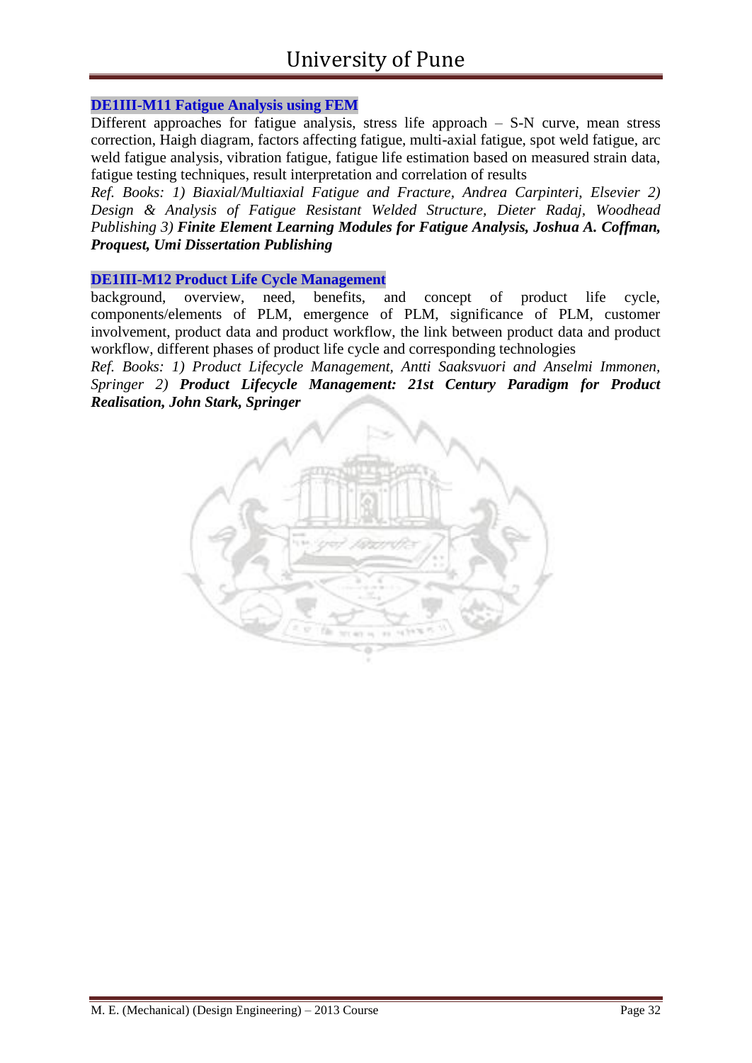### DE1III-M11 Fatigue Analysis using FEM

Different approaches for fatigue analysis, stress life approach – S-N curve, mean stress correction, Haigh diagram, factors affecting fatigue, multi-axial fatigue, spot weld fatigue, arc weld fatigue analysis, vibration fatigue, fatigue life estimation based on measured strain data, fatigue testing techniques, result interpretation and correlation of results

*Ref. Books: 1) Biaxial/Multiaxial Fatigue and Fracture, Andrea Carpinteri, Elsevier 2) Design & Analysis of Fatigue Resistant Welded Structure, Dieter Radaj, Woodhead Publishing 3)* ***Finite Element Learning Modules for Fatigue Analysis, Joshua A. Coffman, Proquest, Umi Dissertation Publishing***

### DE1III-M12 Product Life Cycle Management

background, overview, need, benefits, and concept of product life cycle, components/elements of PLM, emergence of PLM, significance of PLM, customer involvement, product data and product workflow, the link between product data and product workflow, different phases of product life cycle and corresponding technologies

*Ref. Books: 1) Product Lifecycle Management, Antti Saaksvuori and Anselmi Immonen, Springer 2)* ***Product Lifecycle Management: 21st Century Paradigm for Product Realisation, John Stark, Springer***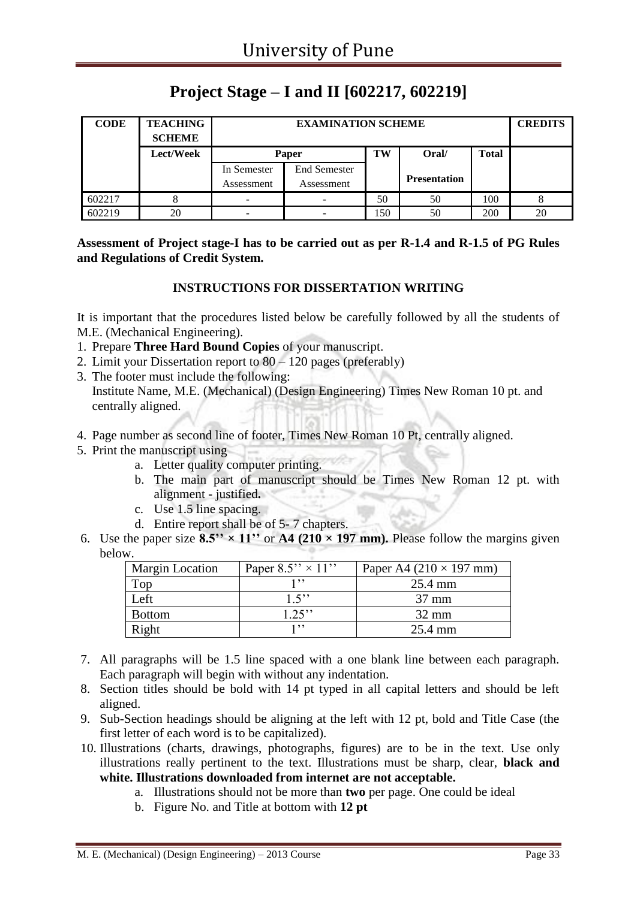## Project Stage – I and II [602217, 602219]

| CODE | TEACHING SCHEME | EXAMINATION SCHEME | | | | | CREDITS |
|---|---|---|---|---|---|---|---|
| | Lect/Week | Paper | | TW | Oral/ Presentation | Total | |
| | | In Semester Assessment | End Semester Assessment | | | | |
| 602217 | 8 | - | - | 50 | 50 | 100 | 8 |
| 602219 | 20 | - | - | 150 | 50 | 200 | 20 |

**Assessment of Project stage-I has to be carried out as per R-1.4 and R-1.5 of PG Rules and Regulations of Credit System.**

### INSTRUCTIONS FOR DISSERTATION WRITING

It is important that the procedures listed below be carefully followed by all the students of M.E. (Mechanical Engineering).

1. Prepare **Three Hard Bound Copies** of your manuscript.
2. Limit your Dissertation report to 80 – 120 pages (preferably)
3. The footer must include the following:
   Institute Name, M.E. (Mechanical) (Design Engineering) Times New Roman 10 pt. and centrally aligned.
4. Page number as second line of footer, Times New Roman 10 Pt, centrally aligned.
5. Print the manuscript using
   a. Letter quality computer printing.
   b. The main part of manuscript should be Times New Roman 12 pt. with alignment - justified**.**
   c. Use 1.5 line spacing.
   d. Entire report shall be of 5- 7 chapters.
6. Use the paper size **8.5'' × 11''** or **A4 (210 × 197 mm).** Please follow the margins given below.

| Margin Location | Paper 8.5'' × 11'' | Paper A4 (210 × 197 mm) |
|---|---|---|
| Top | 1'' | 25.4 mm |
| Left | 1.5'' | 37 mm |
| Bottom | 1.25'' | 32 mm |
| Right | 1'' | 25.4 mm |

7. All paragraphs will be 1.5 line spaced with a one blank line between each paragraph. Each paragraph will begin with without any indentation.
8. Section titles should be bold with 14 pt typed in all capital letters and should be left aligned.
9. Sub-Section headings should be aligning at the left with 12 pt, bold and Title Case (the first letter of each word is to be capitalized).
10. Illustrations (charts, drawings, photographs, figures) are to be in the text. Use only illustrations really pertinent to the text. Illustrations must be sharp, clear, **black and white. Illustrations downloaded from internet are not acceptable.**
    a. Illustrations should not be more than **two** per page. One could be ideal
    b. Figure No. and Title at bottom with **12 pt**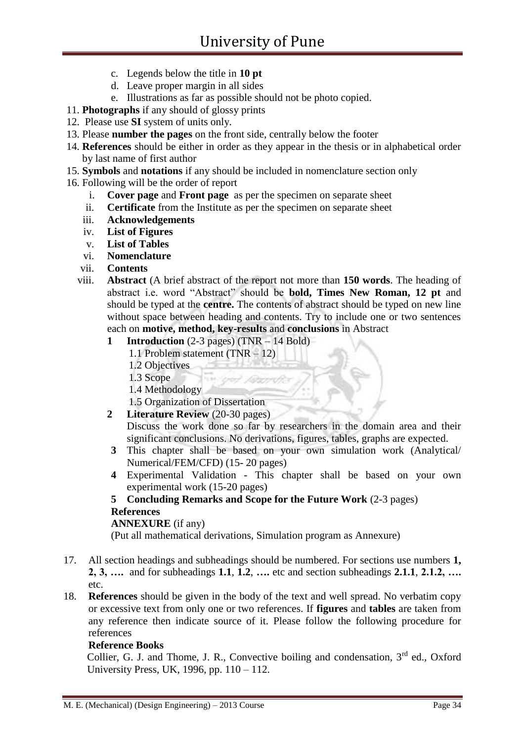c. Legends below the title in **10 pt**
d. Leave proper margin in all sides
e. Illustrations as far as possible should not be photo copied.

11. **Photographs** if any should of glossy prints
12. Please use **SI** system of units only.
13. Please **number the pages** on the front side, centrally below the footer
14. **References** should be either in order as they appear in the thesis or in alphabetical order by last name of first author
15. **Symbols** and **notations** if any should be included in nomenclature section only
16. Following will be the order of report
    i. **Cover page** and **Front page** as per the specimen on separate sheet
    ii. **Certificate** from the Institute as per the specimen on separate sheet
    iii. **Acknowledgements**
    iv. **List of Figures**
    v. **List of Tables**
    vi. **Nomenclature**
    vii. **Contents**
    viii. **Abstract** (A brief abstract of the report not more than **150 words**. The heading of abstract i.e. word "Abstract" should be **bold, Times New Roman, 12 pt** and should be typed at the **centre.** The contents of abstract should be typed on new line without space between heading and contents. Try to include one or two sentences each on **motive, method, key-results** and **conclusions** in Abstract

    **1 Introduction** (2-3 pages) (TNR – 14 Bold)
    1.1 Problem statement (TNR – 12)
    1.2 Objectives
    1.3 Scope
    1.4 Methodology
    1.5 Organization of Dissertation

    **2 Literature Review** (20-30 pages)
    Discuss the work done so far by researchers in the domain area and their significant conclusions. No derivations, figures, tables, graphs are expected.

    **3** This chapter shall be based on your own simulation work (Analytical/ Numerical/FEM/CFD) (15- 20 pages)

    **4** Experimental Validation - This chapter shall be based on your own experimental work (15-20 pages)

    **5 Concluding Remarks and Scope for the Future Work** (2-3 pages)

    **References**

    **ANNEXURE** (if any)

    (Put all mathematical derivations, Simulation program as Annexure)

17. All section headings and subheadings should be numbered. For sections use numbers **1, 2, 3, ….** and for subheadings **1.1**, **1.2**, **….** etc and section subheadings **2.1.1**, **2.1.2, ….** etc.
18. **References** should be given in the body of the text and well spread. No verbatim copy or excessive text from only one or two references. If **figures** and **tables** are taken from any reference then indicate source of it. Please follow the following procedure for references

    **Reference Books**

    Collier, G. J. and Thome, J. R., Convective boiling and condensation, 3rd ed., Oxford University Press, UK, 1996, pp. 110 – 112.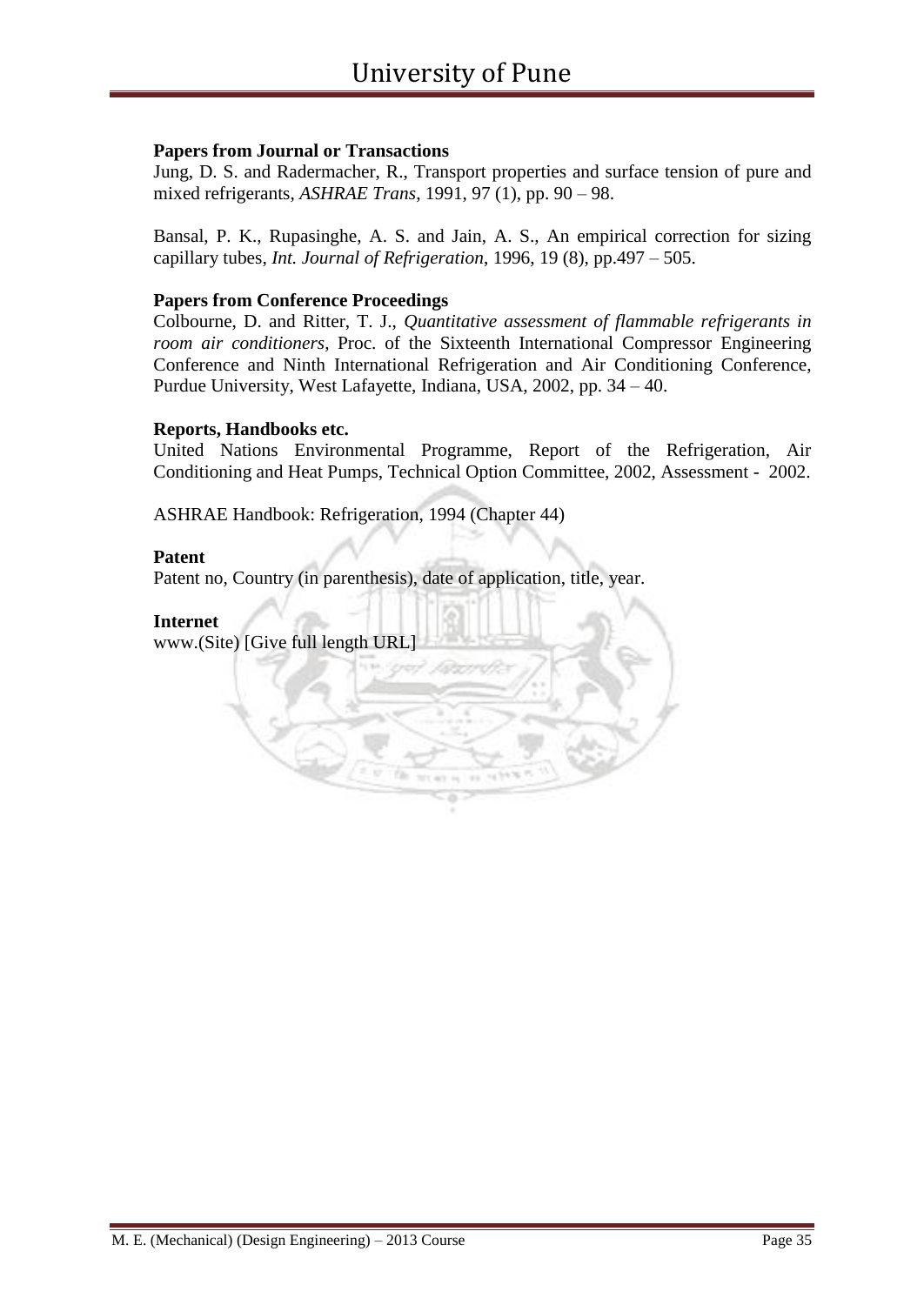**Papers from Journal or Transactions**

Jung, D. S. and Radermacher, R., Transport properties and surface tension of pure and mixed refrigerants, *ASHRAE Trans*, 1991, 97 (1), pp. 90 – 98.

Bansal, P. K., Rupasinghe, A. S. and Jain, A. S., An empirical correction for sizing capillary tubes, *Int. Journal of Refrigeration*, 1996, 19 (8), pp.497 – 505.

**Papers from Conference Proceedings**

Colbourne, D. and Ritter, T. J., *Quantitative assessment of flammable refrigerants in room air conditioners*, Proc. of the Sixteenth International Compressor Engineering Conference and Ninth International Refrigeration and Air Conditioning Conference, Purdue University, West Lafayette, Indiana, USA, 2002, pp. 34 – 40.

**Reports, Handbooks etc.**

United Nations Environmental Programme, Report of the Refrigeration, Air Conditioning and Heat Pumps, Technical Option Committee, 2002, Assessment - 2002.

ASHRAE Handbook: Refrigeration, 1994 (Chapter 44)

**Patent**

Patent no, Country (in parenthesis), date of application, title, year.

**Internet**

www.(Site) [Give full length URL]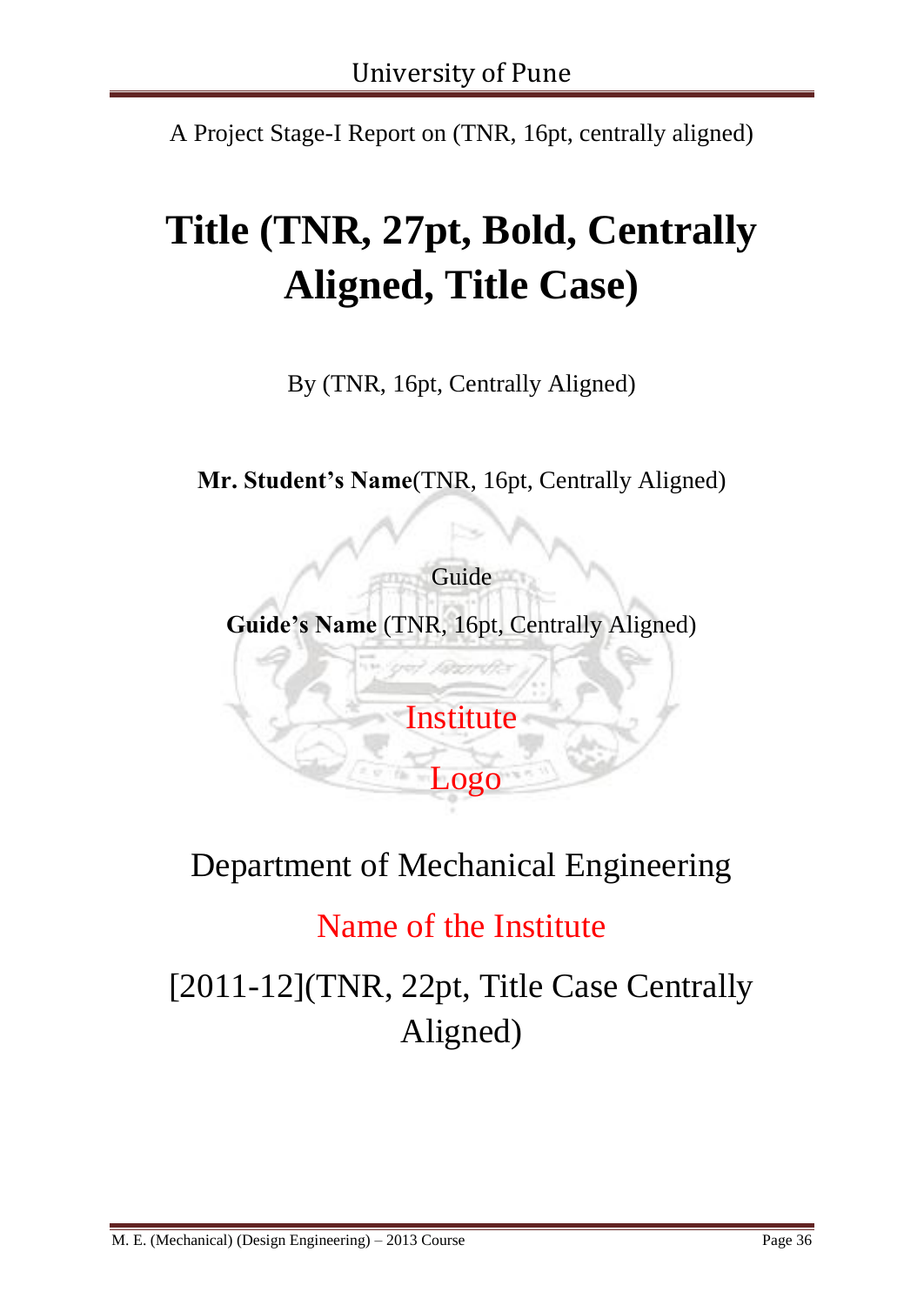University of Pune

A Project Stage-I Report on (TNR, 16pt, centrally aligned)

# Title (TNR, 27pt, Bold, Centrally Aligned, Title Case)

By (TNR, 16pt, Centrally Aligned)

**Mr. Student's Name**(TNR, 16pt, Centrally Aligned)

Guide

**Guide's Name** (TNR, 16pt, Centrally Aligned)

Institute

Logo

Department of Mechanical Engineering

Name of the Institute

[2011-12](TNR, 22pt, Title Case Centrally Aligned)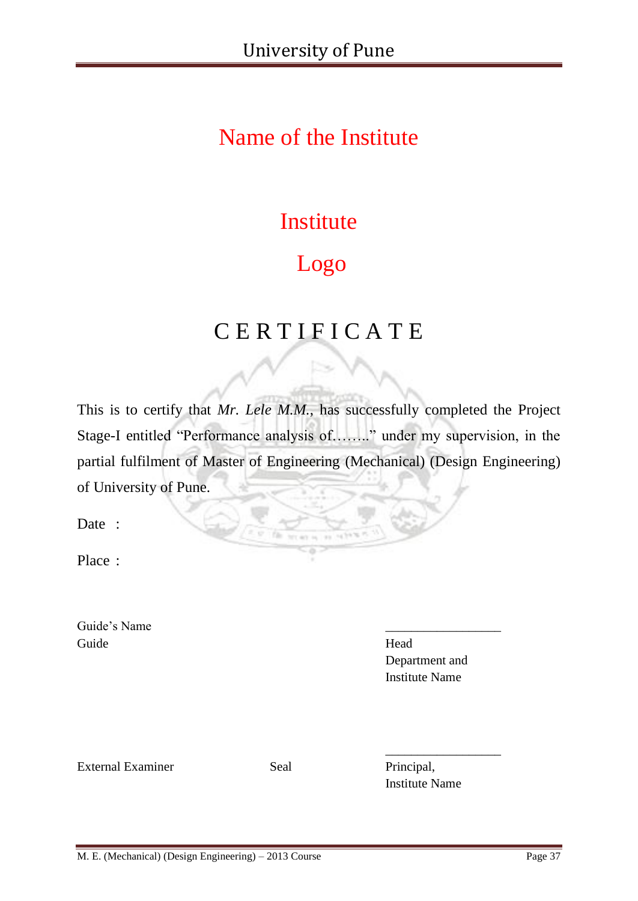# Name of the Institute

Institute

Logo

## C E R T I F I C A T E

This is to certify that *Mr. Lele M.M.*, has successfully completed the Project Stage-I entitled "Performance analysis of……." under my supervision, in the partial fulfilment of Master of Engineering (Mechanical) (Design Engineering) of University of Pune.

Date :

Place :

Guide's Name
Guide

\_\_\_\_\_\_\_\_\_\_\_\_\_\_\_\_\_\_
Head
Department and
Institute Name

External Examiner

Seal

\_\_\_\_\_\_\_\_\_\_\_\_\_\_\_\_\_\_
Principal,
Institute Name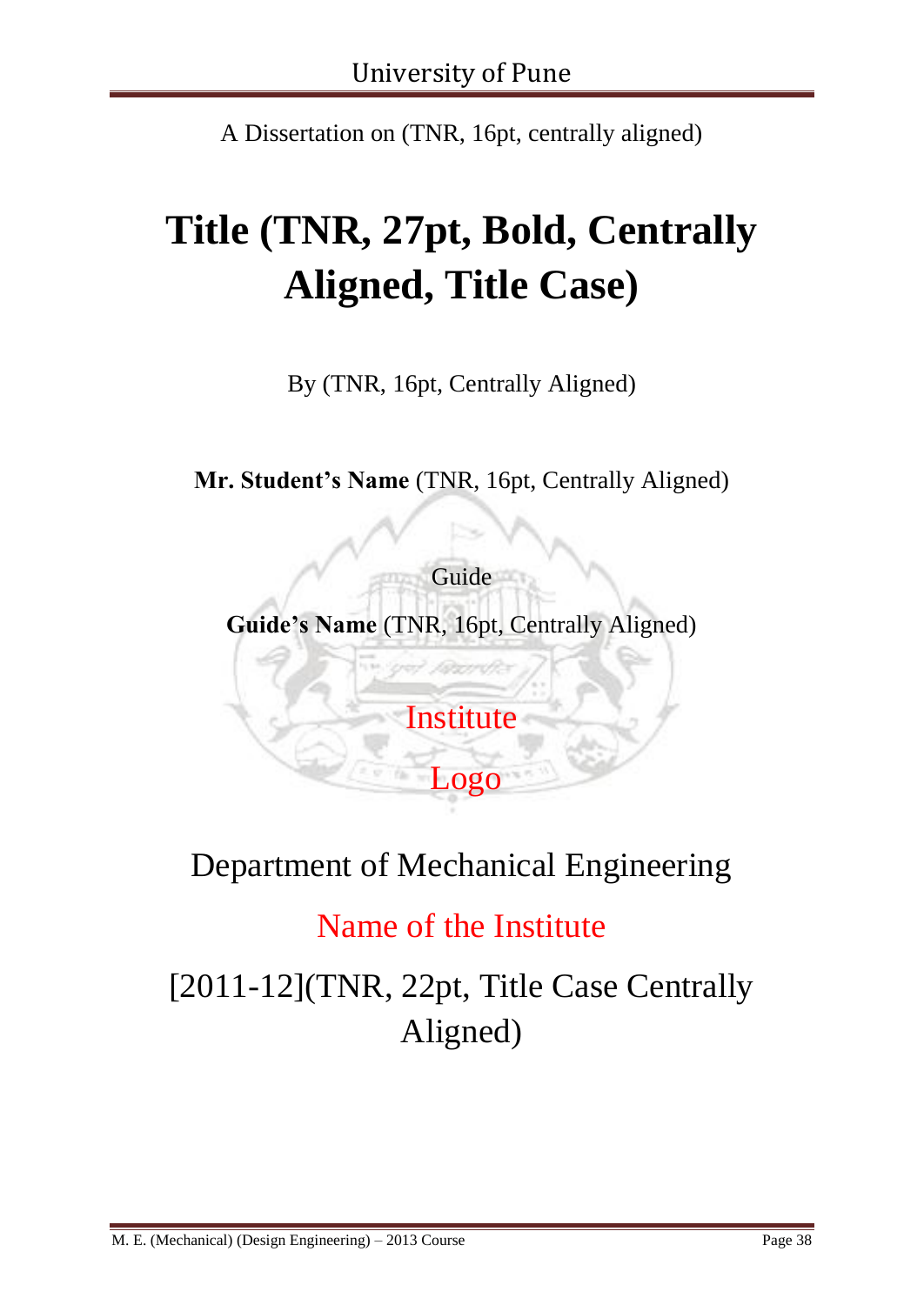University of Pune

A Dissertation on (TNR, 16pt, centrally aligned)

# Title (TNR, 27pt, Bold, Centrally Aligned, Title Case)

By (TNR, 16pt, Centrally Aligned)

**Mr. Student's Name** (TNR, 16pt, Centrally Aligned)

Guide

**Guide's Name** (TNR, 16pt, Centrally Aligned)

Institute

Logo

Department of Mechanical Engineering

Name of the Institute

[2011-12](TNR, 22pt, Title Case Centrally Aligned)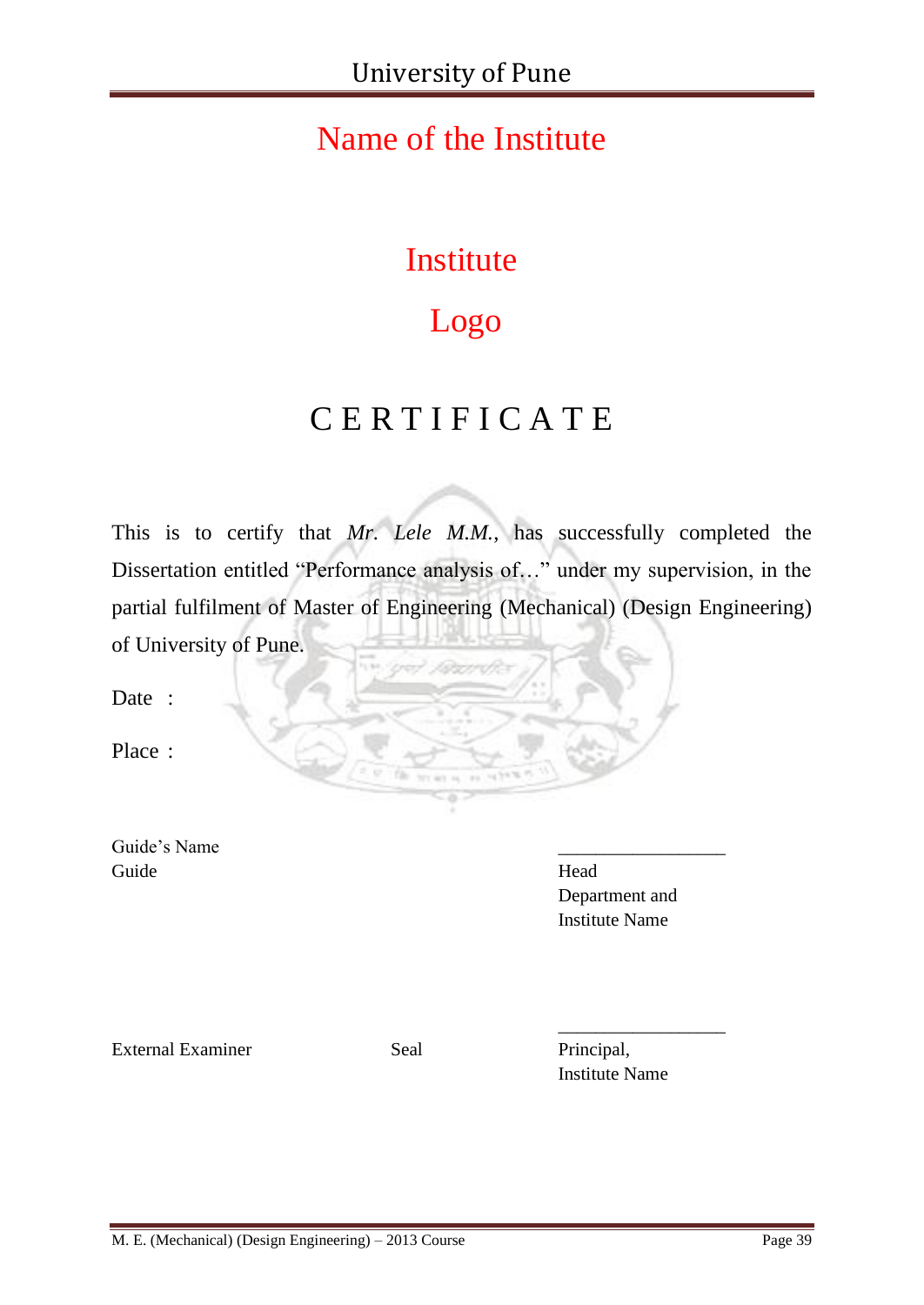# Name of the Institute

Institute

Logo

## C E R T I F I C A T E

This is to certify that *Mr. Lele M.M.*, has successfully completed the Dissertation entitled "Performance analysis of…" under my supervision, in the partial fulfilment of Master of Engineering (Mechanical) (Design Engineering) of University of Pune.

Date :

Place :

Guide's Name
Guide

\_\_\_\_\_\_\_\_\_\_\_\_\_\_\_\_\_\_
Head
Department and
Institute Name

External Examiner

Seal

\_\_\_\_\_\_\_\_\_\_\_\_\_\_\_\_\_\_
Principal,
Institute Name